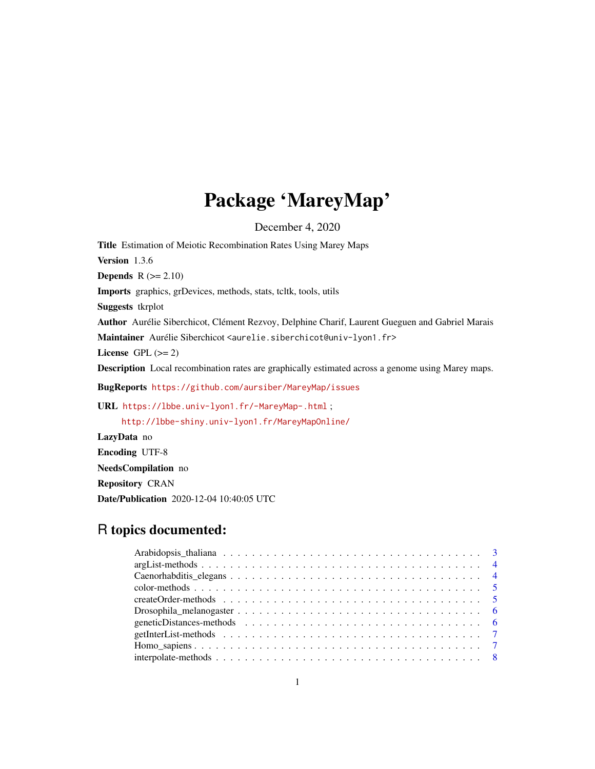# Package 'MareyMap'

December 4, 2020

**Title** Estimation of Meiotic Recombination Rates Using Marey Maps

**Version** 1.3.6

**Depends** R (>= 2.10)

**Imports** graphics, grDevices, methods, stats, tcltk, tools, utils

**Suggests** tkrplot

**Author** Aurélie Siberchicot, Clément Rezvoy, Delphine Charif, Laurent Gueguen and Gabriel Marais

**Maintainer** Aurélie Siberchicot <aurelie.siberchicot@univ-lyon1.fr>

**License** GPL (>= 2)

**Description** Local recombination rates are graphically estimated across a genome using Marey maps.

**BugReports** https://github.com/aursiber/MareyMap/issues

**URL** https://lbbe.univ-lyon1.fr/-MareyMap-.html ;
http://lbbe-shiny.univ-lyon1.fr/MareyMapOnline/

**LazyData** no

**Encoding** UTF-8

**NeedsCompilation** no

**Repository** CRAN

**Date/Publication** 2020-12-04 10:40:05 UTC

## R topics documented:

- Arabidopsis_thaliana . . . . . . . . . . . . . . . . . . . . . . . . . . . . . . . . . . 3
- argList-methods . . . . . . . . . . . . . . . . . . . . . . . . . . . . . . . . . . 4
- Caenorhabditis_elegans . . . . . . . . . . . . . . . . . . . . . . . . . . . . . . . . . . 4
- color-methods . . . . . . . . . . . . . . . . . . . . . . . . . . . . . . . . . . 5
- createOrder-methods . . . . . . . . . . . . . . . . . . . . . . . . . . . . . . . . . . 5
- Drosophila_melanogaster . . . . . . . . . . . . . . . . . . . . . . . . . . . . . . . . . . 6
- geneticDistances-methods . . . . . . . . . . . . . . . . . . . . . . . . . . . . . . . . . . 6
- getInterList-methods . . . . . . . . . . . . . . . . . . . . . . . . . . . . . . . . . . 7
- Homo_sapiens . . . . . . . . . . . . . . . . . . . . . . . . . . . . . . . . . . 7
- interpolate-methods . . . . . . . . . . . . . . . . . . . . . . . . . . . . . . . . . . 8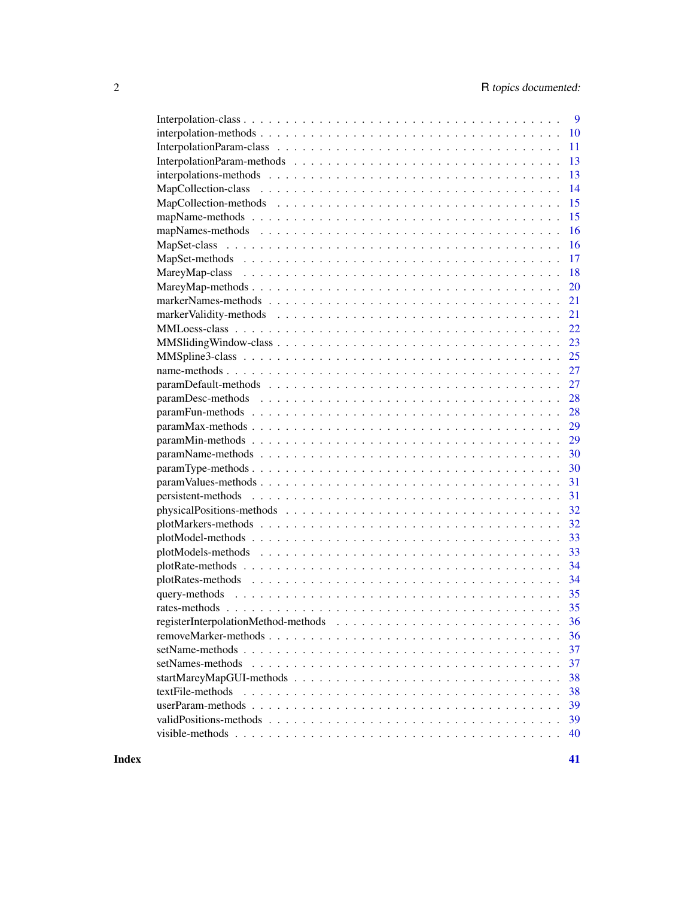| | |
|---|---|
| Interpolation-class | 9 |
| interpolation-methods | 10 |
| InterpolationParam-class | 11 |
| InterpolationParam-methods | 13 |
| interpolations-methods | 13 |
| MapCollection-class | 14 |
| MapCollection-methods | 15 |
| mapName-methods | 15 |
| mapNames-methods | 16 |
| MapSet-class | 16 |
| MapSet-methods | 17 |
| MareyMap-class | 18 |
| MareyMap-methods | 20 |
| markerNames-methods | 21 |
| markerValidity-methods | 21 |
| MMLoess-class | 22 |
| MMSlidingWindow-class | 23 |
| MMSpline3-class | 25 |
| name-methods | 27 |
| paramDefault-methods | 27 |
| paramDesc-methods | 28 |
| paramFun-methods | 28 |
| paramMax-methods | 29 |
| paramMin-methods | 29 |
| paramName-methods | 30 |
| paramType-methods | 30 |
| paramValues-methods | 31 |
| persistent-methods | 31 |
| physicalPositions-methods | 32 |
| plotMarkers-methods | 32 |
| plotModel-methods | 33 |
| plotModels-methods | 33 |
| plotRate-methods | 34 |
| plotRates-methods | 34 |
| query-methods | 35 |
| rates-methods | 35 |
| registerInterpolationMethod-methods | 36 |
| removeMarker-methods | 36 |
| setName-methods | 37 |
| setNames-methods | 37 |
| startMareyMapGUI-methods | 38 |
| textFile-methods | 38 |
| userParam-methods | 39 |
| validPositions-methods | 39 |
| visible-methods | 40 |

**Index** **41**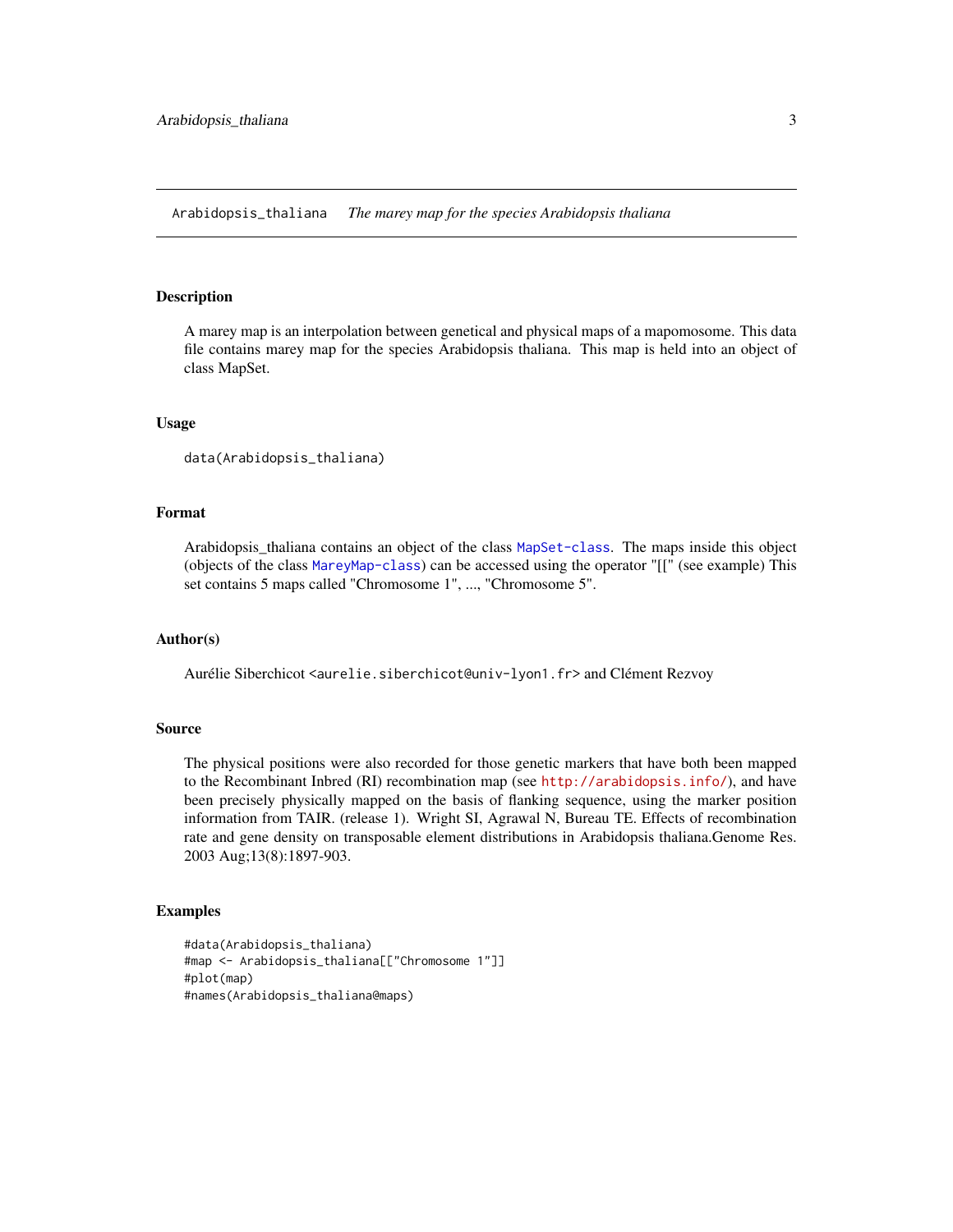Arabidopsis_thaliana *The marey map for the species Arabidopsis thaliana*

## Description

A marey map is an interpolation between genetical and physical maps of a mapomosome. This data file contains marey map for the species Arabidopsis thaliana. This map is held into an object of class MapSet.

## Usage

```
data(Arabidopsis_thaliana)
```

## Format

Arabidopsis_thaliana contains an object of the class `MapSet-class`. The maps inside this object (objects of the class `MareyMap-class`) can be accessed using the operator "[[" (see example) This set contains 5 maps called "Chromosome 1", ..., "Chromosome 5".

## Author(s)

Aurélie Siberchicot <aurelie.siberchicot@univ-lyon1.fr> and Clément Rezvoy

## Source

The physical positions were also recorded for those genetic markers that have both been mapped to the Recombinant Inbred (RI) recombination map (see http://arabidopsis.info/), and have been precisely physically mapped on the basis of flanking sequence, using the marker position information from TAIR. (release 1). Wright SI, Agrawal N, Bureau TE. Effects of recombination rate and gene density on transposable element distributions in Arabidopsis thaliana.Genome Res. 2003 Aug;13(8):1897-903.

## Examples

```
#data(Arabidopsis_thaliana)
#map <- Arabidopsis_thaliana[["Chromosome 1"]]
#plot(map)
#names(Arabidopsis_thaliana@maps)
```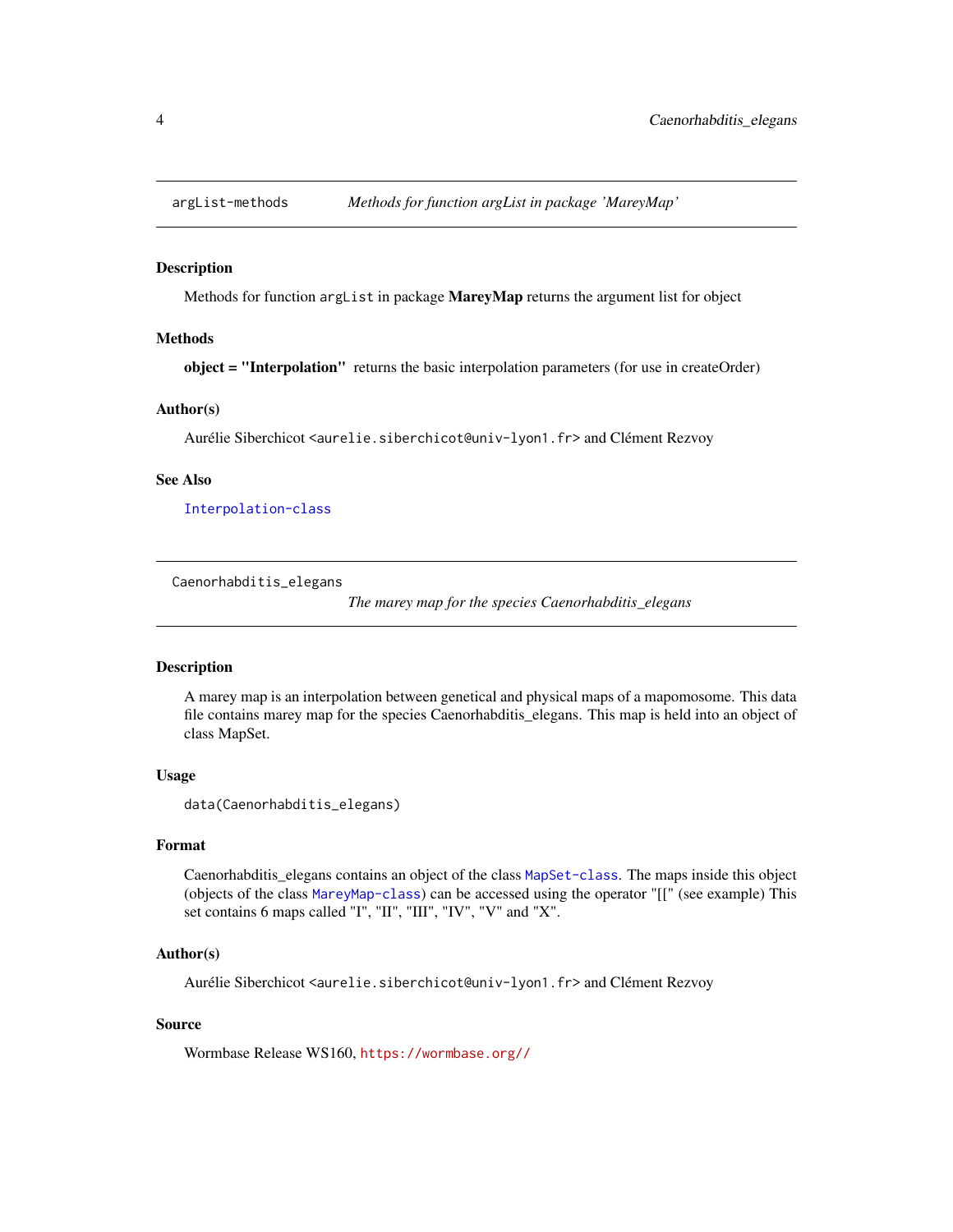## argList-methods — *Methods for function argList in package 'MareyMap'*

### Description

Methods for function `argList` in package **MareyMap** returns the argument list for object

### Methods

**object = "Interpolation"** returns the basic interpolation parameters (for use in createOrder)

### Author(s)

Aurélie Siberchicot <`aurelie.siberchicot@univ-lyon1.fr`> and Clément Rezvoy

### See Also

`Interpolation-class`

## Caenorhabditis_elegans — *The marey map for the species Caenorhabditis_elegans*

### Description

A marey map is an interpolation between genetical and physical maps of a mapomosome. This data file contains marey map for the species Caenorhabditis_elegans. This map is held into an object of class MapSet.

### Usage

```
data(Caenorhabditis_elegans)
```

### Format

Caenorhabditis_elegans contains an object of the class `MapSet-class`. The maps inside this object (objects of the class `MareyMap-class`) can be accessed using the operator "[[" (see example) This set contains 6 maps called "I", "II", "III", "IV", "V" and "X".

### Author(s)

Aurélie Siberchicot <`aurelie.siberchicot@univ-lyon1.fr`> and Clément Rezvoy

### Source

Wormbase Release WS160, `https://wormbase.org//`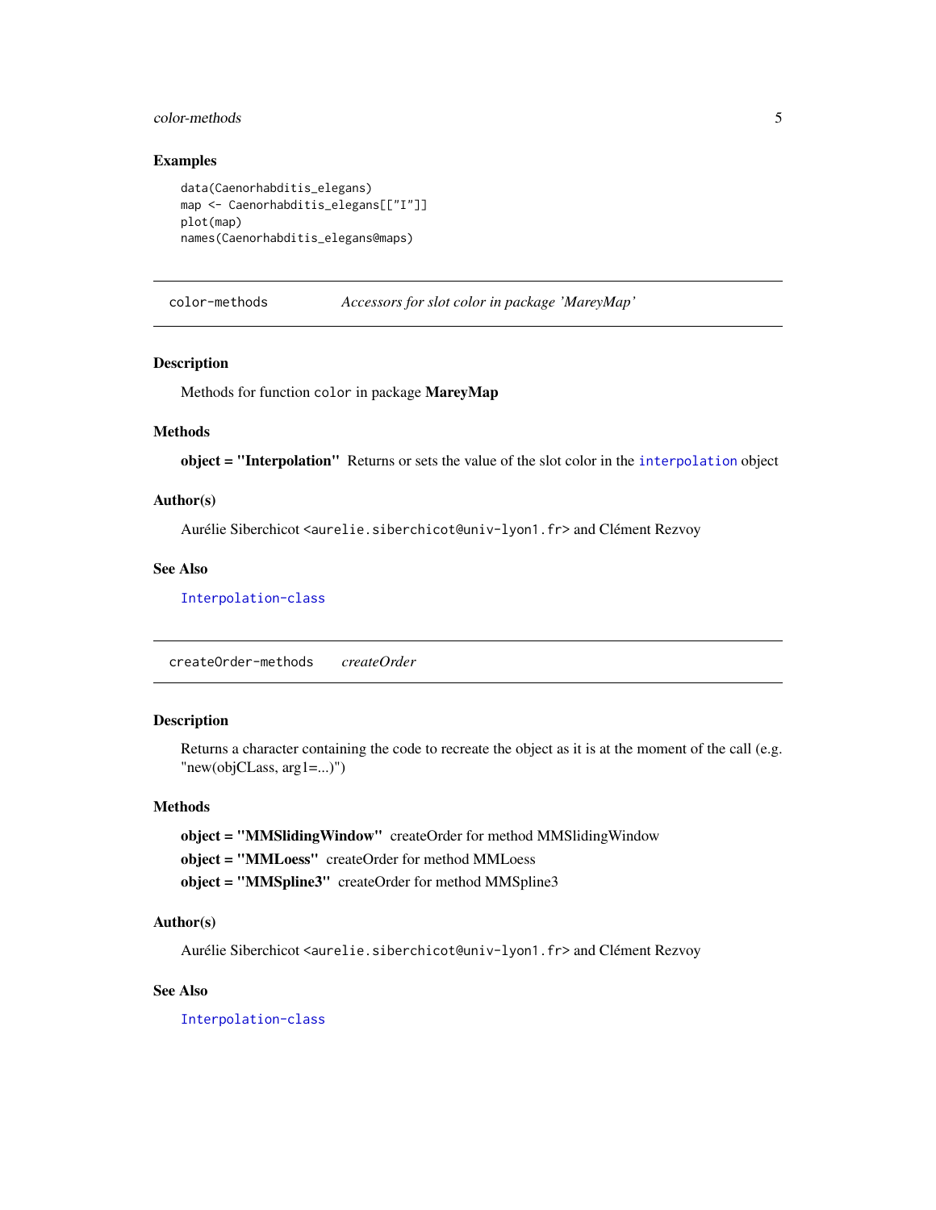### Examples

```
data(Caenorhabditis_elegans)
map <- Caenorhabditis_elegans[["I"]]
plot(map)
names(Caenorhabditis_elegans@maps)
```

---

## color-methods *Accessors for slot color in package 'MareyMap'*

---

### Description

Methods for function `color` in package **MareyMap**

### Methods

**object = "Interpolation"** Returns or sets the value of the slot color in the `interpolation` object

### Author(s)

Aurélie Siberchicot <aurelie.siberchicot@univ-lyon1.fr> and Clément Rezvoy

### See Also

`Interpolation-class`

---

## createOrder-methods *createOrder*

---

### Description

Returns a character containing the code to recreate the object as it is at the moment of the call (e.g. "new(objCLass, arg1=...)")

### Methods

**object = "MMSlidingWindow"** createOrder for method MMSlidingWindow

**object = "MMLoess"** createOrder for method MMLoess

**object = "MMSpline3"** createOrder for method MMSpline3

### Author(s)

Aurélie Siberchicot <aurelie.siberchicot@univ-lyon1.fr> and Clément Rezvoy

### See Also

`Interpolation-class`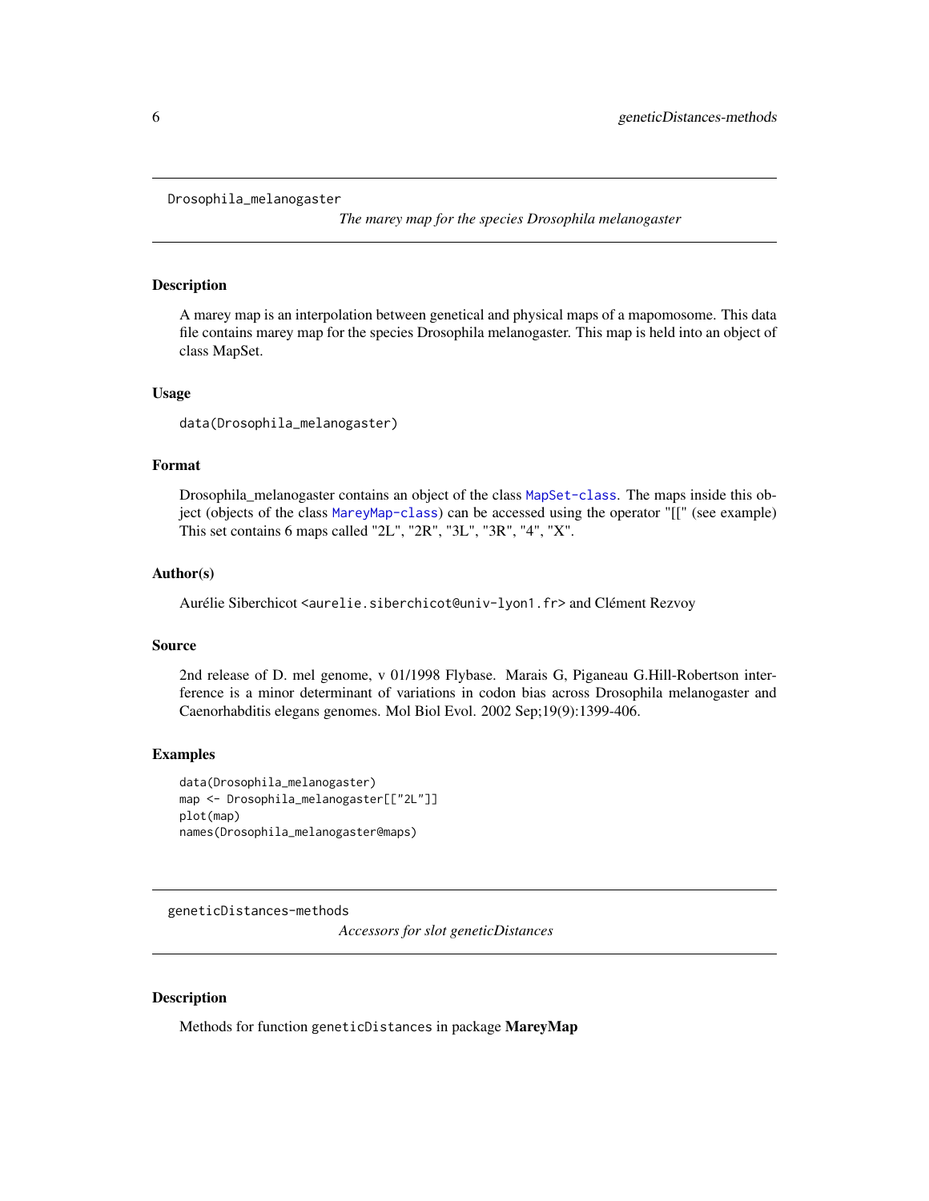Drosophila_melanogaster

*The marey map for the species Drosophila melanogaster*

## Description

A marey map is an interpolation between genetical and physical maps of a mapomosome. This data file contains marey map for the species Drosophila melanogaster. This map is held into an object of class MapSet.

## Usage

```
data(Drosophila_melanogaster)
```

## Format

Drosophila_melanogaster contains an object of the class `MapSet-class`. The maps inside this object (objects of the class `MareyMap-class`) can be accessed using the operator "[[" (see example) This set contains 6 maps called "2L", "2R", "3L", "3R", "4", "X".

## Author(s)

Aurélie Siberchicot <aurelie.siberchicot@univ-lyon1.fr> and Clément Rezvoy

## Source

2nd release of D. mel genome, v 01/1998 Flybase. Marais G, Piganeau G.Hill-Robertson interference is a minor determinant of variations in codon bias across Drosophila melanogaster and Caenorhabditis elegans genomes. Mol Biol Evol. 2002 Sep;19(9):1399-406.

## Examples

```
data(Drosophila_melanogaster)
map <- Drosophila_melanogaster[["2L"]]
plot(map)
names(Drosophila_melanogaster@maps)
```

---

geneticDistances-methods

*Accessors for slot geneticDistances*

## Description

Methods for function `geneticDistances` in package **MareyMap**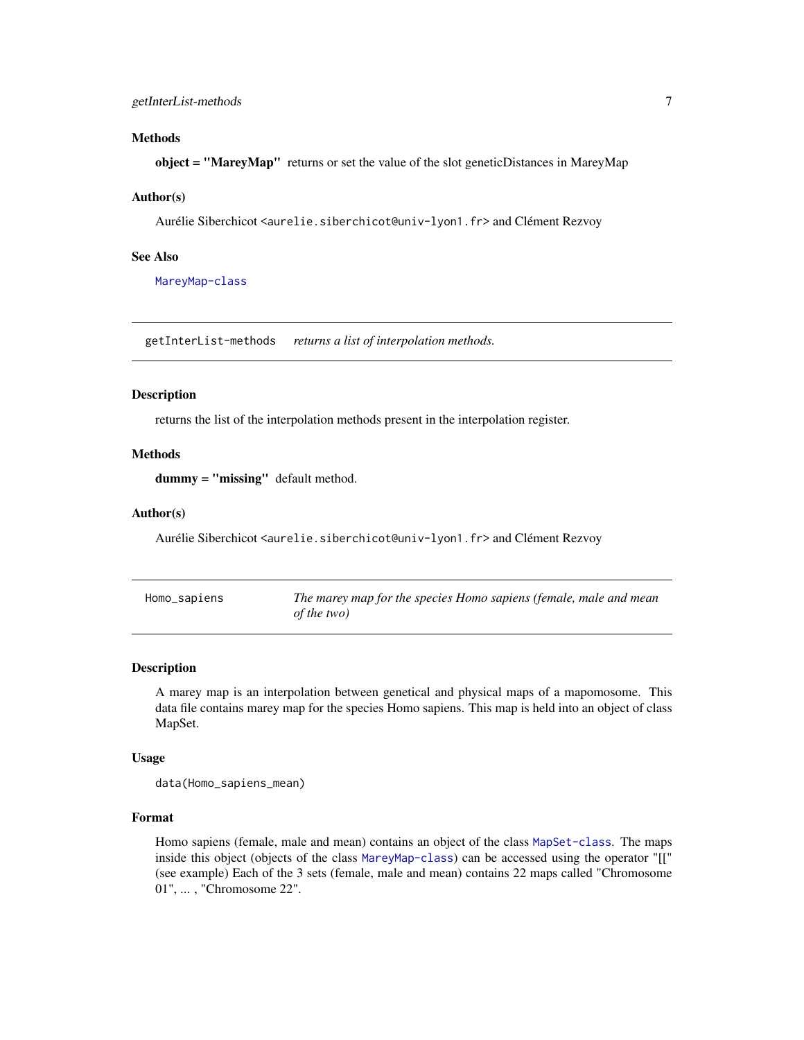### Methods

**object = "MareyMap"** returns or set the value of the slot geneticDistances in MareyMap

### Author(s)

Aurélie Siberchicot <aurelie.siberchicot@univ-lyon1.fr> and Clément Rezvoy

### See Also

MareyMap-class

---

## getInterList-methods — *returns a list of interpolation methods.*

### Description

returns the list of the interpolation methods present in the interpolation register.

### Methods

**dummy = "missing"** default method.

### Author(s)

Aurélie Siberchicot <aurelie.siberchicot@univ-lyon1.fr> and Clément Rezvoy

---

## Homo_sapiens — *The marey map for the species Homo sapiens (female, male and mean of the two)*

### Description

A marey map is an interpolation between genetical and physical maps of a mapomosome. This data file contains marey map for the species Homo sapiens. This map is held into an object of class MapSet.

### Usage

```
data(Homo_sapiens_mean)
```

### Format

Homo sapiens (female, male and mean) contains an object of the class MapSet-class. The maps inside this object (objects of the class MareyMap-class) can be accessed using the operator "[[" (see example) Each of the 3 sets (female, male and mean) contains 22 maps called "Chromosome 01", ... , "Chromosome 22".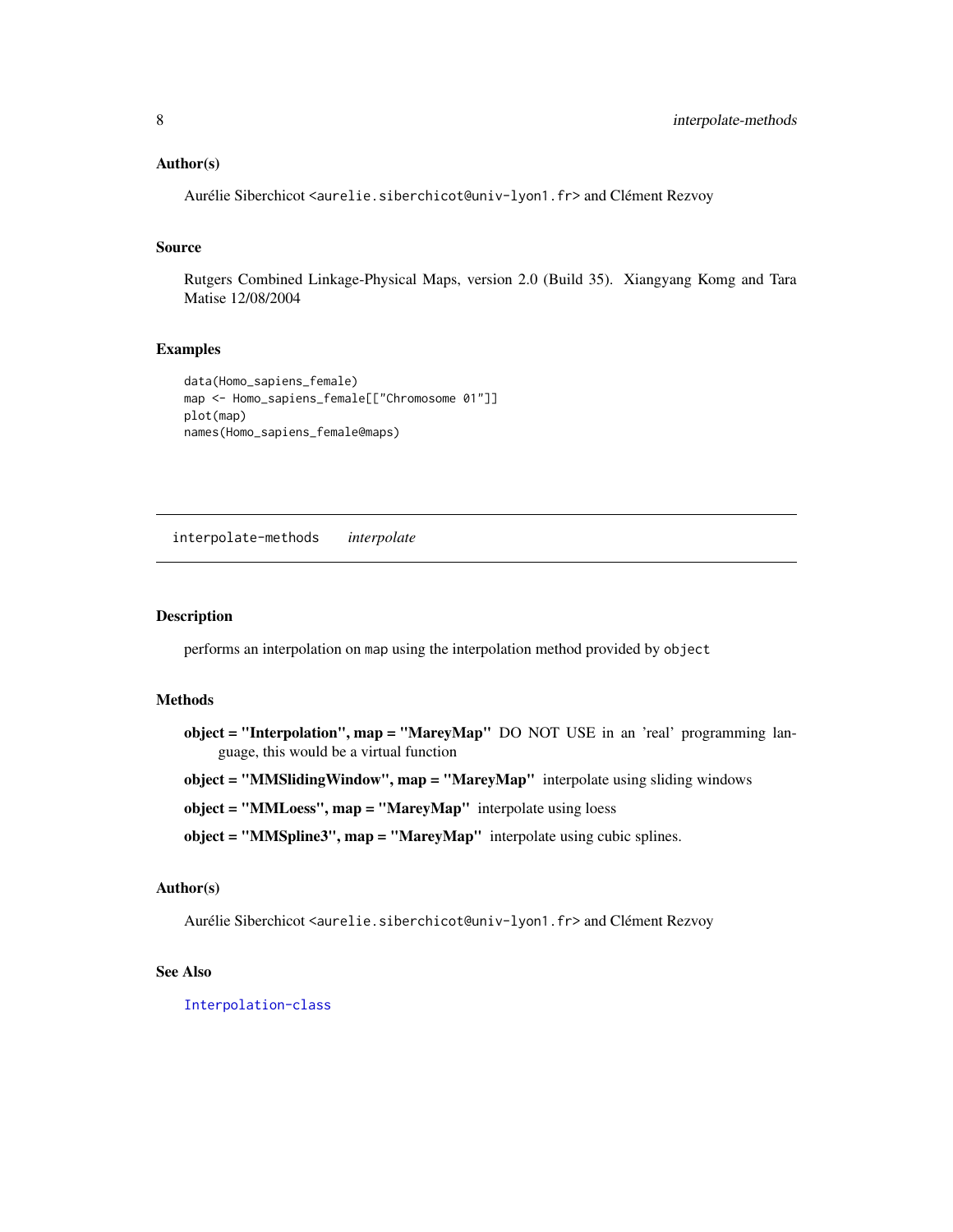### Author(s)

Aurélie Siberchicot <aurelie.siberchicot@univ-lyon1.fr> and Clément Rezvoy

### Source

Rutgers Combined Linkage-Physical Maps, version 2.0 (Build 35). Xiangyang Komg and Tara Matise 12/08/2004

### Examples

```
data(Homo_sapiens_female)
map <- Homo_sapiens_female[["Chromosome 01"]]
plot(map)
names(Homo_sapiens_female@maps)
```

---

## interpolate-methods *interpolate*

---

### Description

performs an interpolation on `map` using the interpolation method provided by `object`

### Methods

**object = "Interpolation", map = "MareyMap"** DO NOT USE in an 'real' programming language, this would be a virtual function

**object = "MMSlidingWindow", map = "MareyMap"** interpolate using sliding windows

**object = "MMLoess", map = "MareyMap"** interpolate using loess

**object = "MMSpline3", map = "MareyMap"** interpolate using cubic splines.

### Author(s)

Aurélie Siberchicot <aurelie.siberchicot@univ-lyon1.fr> and Clément Rezvoy

### See Also

Interpolation-class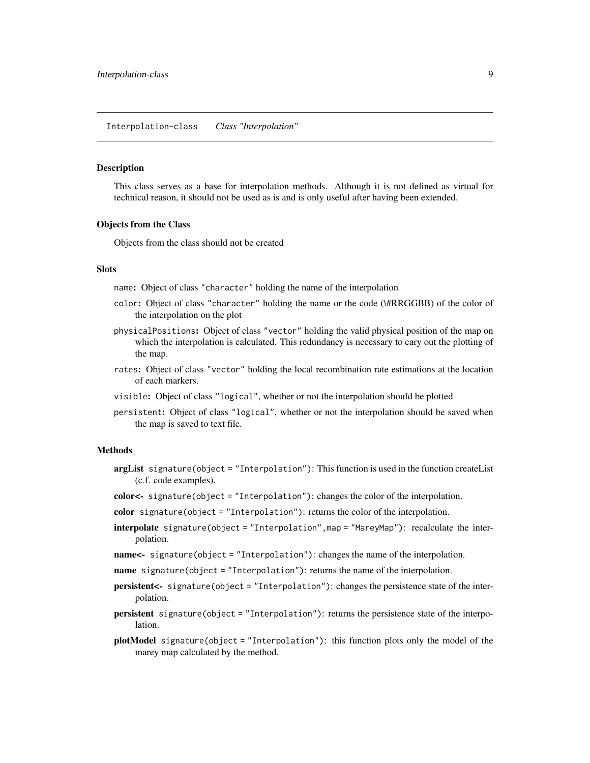Interpolation-class *Class "Interpolation"*

## Description

This class serves as a base for interpolation methods. Although it is not defined as virtual for technical reason, it should not be used as is and is only useful after having been extended.

## Objects from the Class

Objects from the class should not be created

## Slots

- `name`: Object of class "character" holding the name of the interpolation
- `color`: Object of class "character" holding the name or the code (\#RRGGBB) of the color of the interpolation on the plot
- `physicalPositions`: Object of class "vector" holding the valid physical position of the map on which the interpolation is calculated. This redundancy is necessary to cary out the plotting of the map.
- `rates`: Object of class "vector" holding the local recombination rate estimations at the location of each markers.
- `visible`: Object of class "logical", whether or not the interpolation should be plotted
- `persistent`: Object of class "logical", whether or not the interpolation should be saved when the map is saved to text file.

## Methods

- **argList** `signature(object = "Interpolation")`: This function is used in the function createList (c.f. code examples).
- **color<-** `signature(object = "Interpolation")`: changes the color of the interpolation.
- **color** `signature(object = "Interpolation")`: returns the color of the interpolation.
- **interpolate** `signature(object = "Interpolation",map = "MareyMap")`: recalculate the interpolation.
- **name<-** `signature(object = "Interpolation")`: changes the name of the interpolation.
- **name** `signature(object = "Interpolation")`: returns the name of the interpolation.
- **persistent<-** `signature(object = "Interpolation")`: changes the persistence state of the interpolation.
- **persistent** `signature(object = "Interpolation")`: returns the persistence state of the interpolation.
- **plotModel** `signature(object = "Interpolation")`: this function plots only the model of the marey map calculated by the method.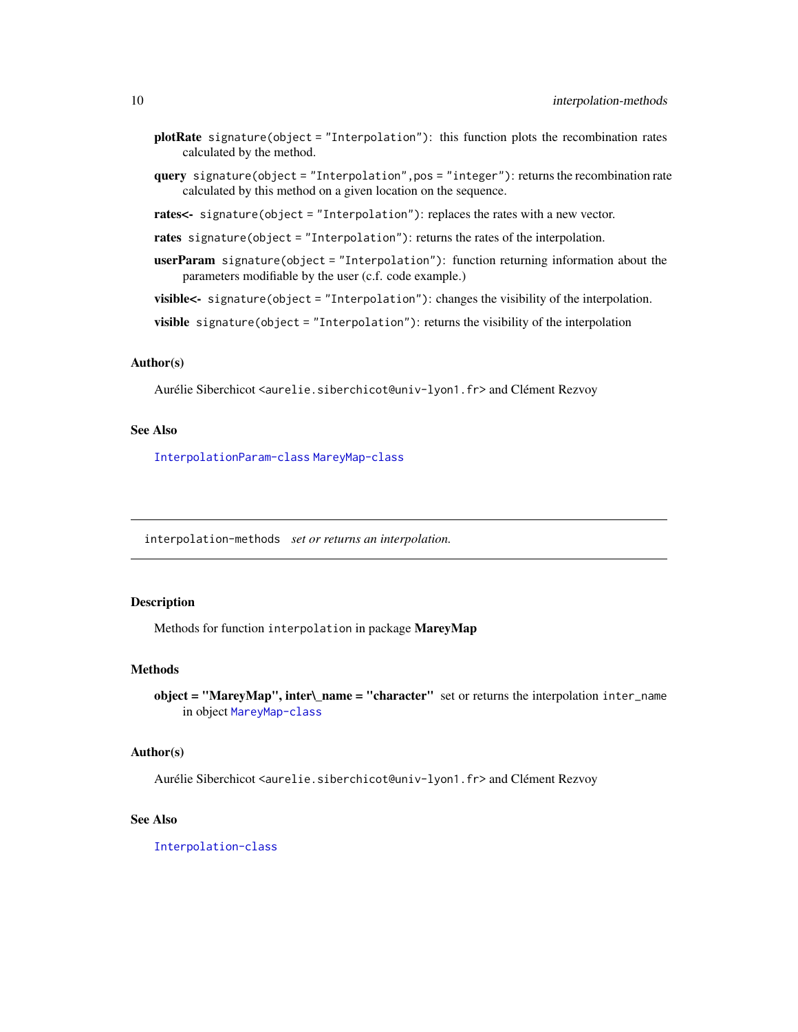**plotRate** `signature(object = "Interpolation")`: this function plots the recombination rates calculated by the method.

**query** `signature(object = "Interpolation",pos = "integer")`: returns the recombination rate calculated by this method on a given location on the sequence.

**rates<-** `signature(object = "Interpolation")`: replaces the rates with a new vector.

**rates** `signature(object = "Interpolation")`: returns the rates of the interpolation.

**userParam** `signature(object = "Interpolation")`: function returning information about the parameters modifiable by the user (c.f. code example.)

**visible<-** `signature(object = "Interpolation")`: changes the visibility of the interpolation.

**visible** `signature(object = "Interpolation")`: returns the visibility of the interpolation

### Author(s)

Aurélie Siberchicot <`aurelie.siberchicot@univ-lyon1.fr`> and Clément Rezvoy

### See Also

`InterpolationParam-class` `MareyMap-class`

---

## interpolation-methods *set or returns an interpolation.*

---

### Description

Methods for function `interpolation` in package **MareyMap**

### Methods

**object = "MareyMap", inter\_name = "character"** set or returns the interpolation `inter_name` in object `MareyMap-class`

### Author(s)

Aurélie Siberchicot <`aurelie.siberchicot@univ-lyon1.fr`> and Clément Rezvoy

### See Also

`Interpolation-class`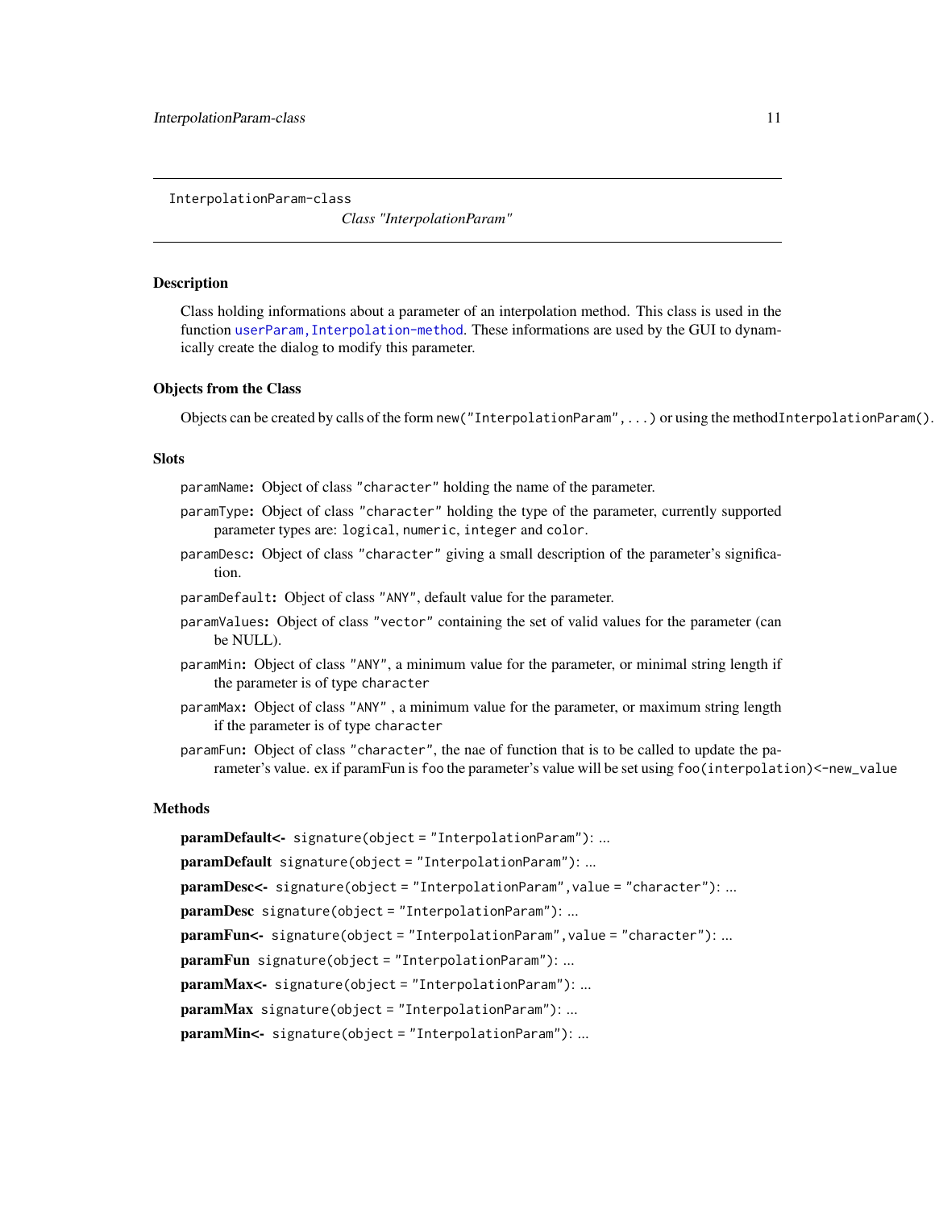InterpolationParam-class

*Class "InterpolationParam"*

## Description

Class holding informations about a parameter of an interpolation method. This class is used in the function `userParam,Interpolation-method`. These informations are used by the GUI to dynamically create the dialog to modify this parameter.

## Objects from the Class

Objects can be created by calls of the form `new("InterpolationParam",...)` or using the method `InterpolationParam()`.

## Slots

`paramName`**:** Object of class `"character"` holding the name of the parameter.

`paramType`**:** Object of class `"character"` holding the type of the parameter, currently supported parameter types are: `logical`, `numeric`, `integer` and `color`.

`paramDesc`**:** Object of class `"character"` giving a small description of the parameter's signification.

`paramDefault`**:** Object of class `"ANY"`, default value for the parameter.

`paramValues`**:** Object of class `"vector"` containing the set of valid values for the parameter (can be NULL).

`paramMin`**:** Object of class `"ANY"`, a minimum value for the parameter, or minimal string length if the parameter is of type `character`

`paramMax`**:** Object of class `"ANY"` , a minimum value for the parameter, or maximum string length if the parameter is of type `character`

`paramFun`**:** Object of class `"character"`, the nae of function that is to be called to update the parameter's value. ex if paramFun is `foo` the parameter's value will be set using `foo(interpolation)<-new_value`

## Methods

**paramDefault<-** `signature(object = "InterpolationParam")`: ...

**paramDefault** `signature(object = "InterpolationParam")`: ...

**paramDesc<-** `signature(object = "InterpolationParam",value = "character")`: ...

**paramDesc** `signature(object = "InterpolationParam")`: ...

**paramFun<-** `signature(object = "InterpolationParam",value = "character")`: ...

**paramFun** `signature(object = "InterpolationParam")`: ...

**paramMax<-** `signature(object = "InterpolationParam")`: ...

**paramMax** `signature(object = "InterpolationParam")`: ...

**paramMin<-** `signature(object = "InterpolationParam")`: ...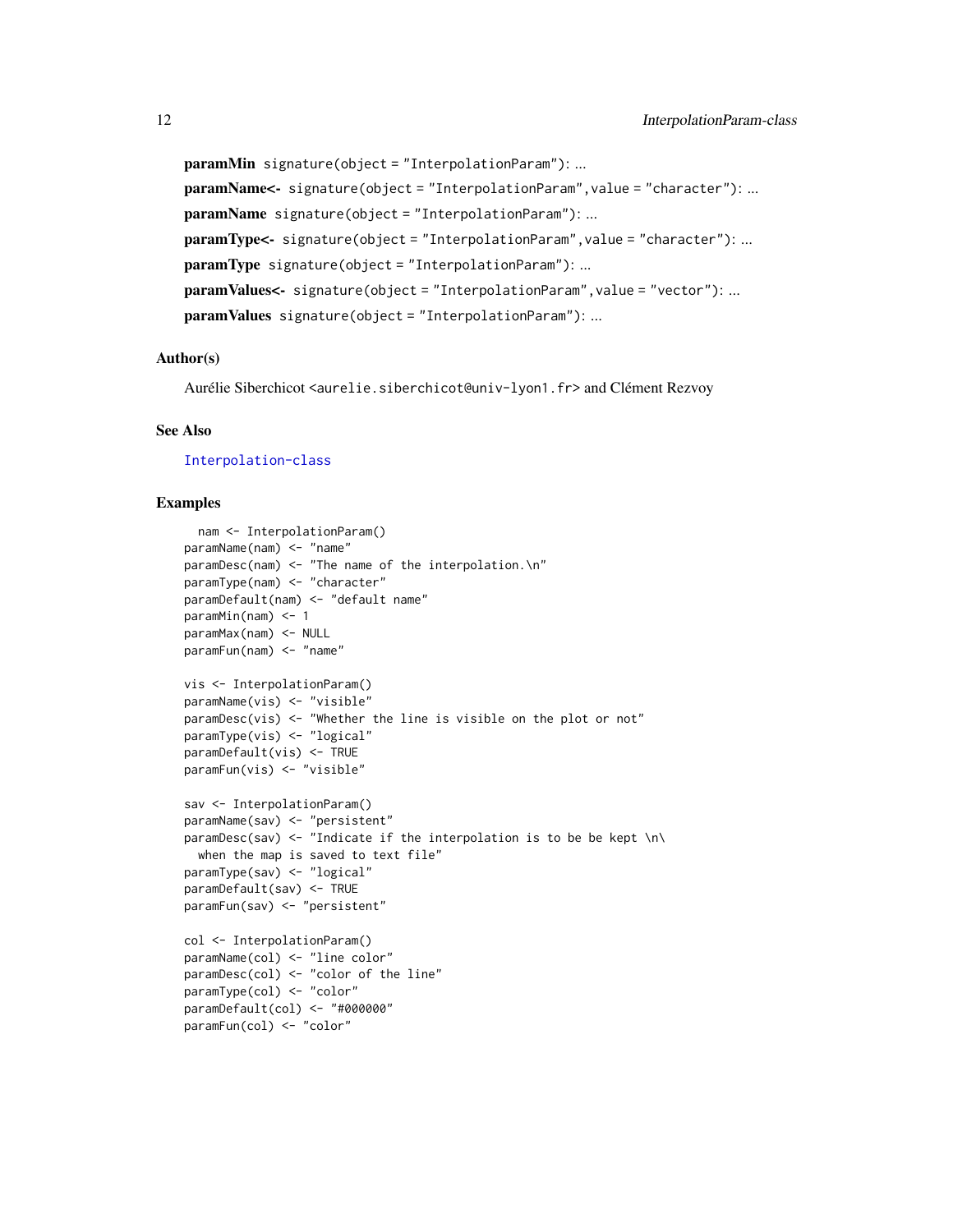**paramMin** `signature(object = "InterpolationParam")`: ...

**paramName<-** `signature(object = "InterpolationParam", value = "character")`: ...

**paramName** `signature(object = "InterpolationParam")`: ...

**paramType<-** `signature(object = "InterpolationParam", value = "character")`: ...

**paramType** `signature(object = "InterpolationParam")`: ...

**paramValues<-** `signature(object = "InterpolationParam", value = "vector")`: ...

**paramValues** `signature(object = "InterpolationParam")`: ...

### Author(s)

Aurélie Siberchicot <aurelie.siberchicot@univ-lyon1.fr> and Clément Rezvoy

### See Also

Interpolation-class

### Examples

```
  nam <- InterpolationParam()
paramName(nam) <- "name"
paramDesc(nam) <- "The name of the interpolation.\n"
paramType(nam) <- "character"
paramDefault(nam) <- "default name"
paramMin(nam) <- 1
paramMax(nam) <- NULL
paramFun(nam) <- "name"

vis <- InterpolationParam()
paramName(vis) <- "visible"
paramDesc(vis) <- "Whether the line is visible on the plot or not"
paramType(vis) <- "logical"
paramDefault(vis) <- TRUE
paramFun(vis) <- "visible"

sav <- InterpolationParam()
paramName(sav) <- "persistent"
paramDesc(sav) <- "Indicate if the interpolation is to be be kept \n\
  when the map is saved to text file"
paramType(sav) <- "logical"
paramDefault(sav) <- TRUE
paramFun(sav) <- "persistent"

col <- InterpolationParam()
paramName(col) <- "line color"
paramDesc(col) <- "color of the line"
paramType(col) <- "color"
paramDefault(col) <- "#000000"
paramFun(col) <- "color"
```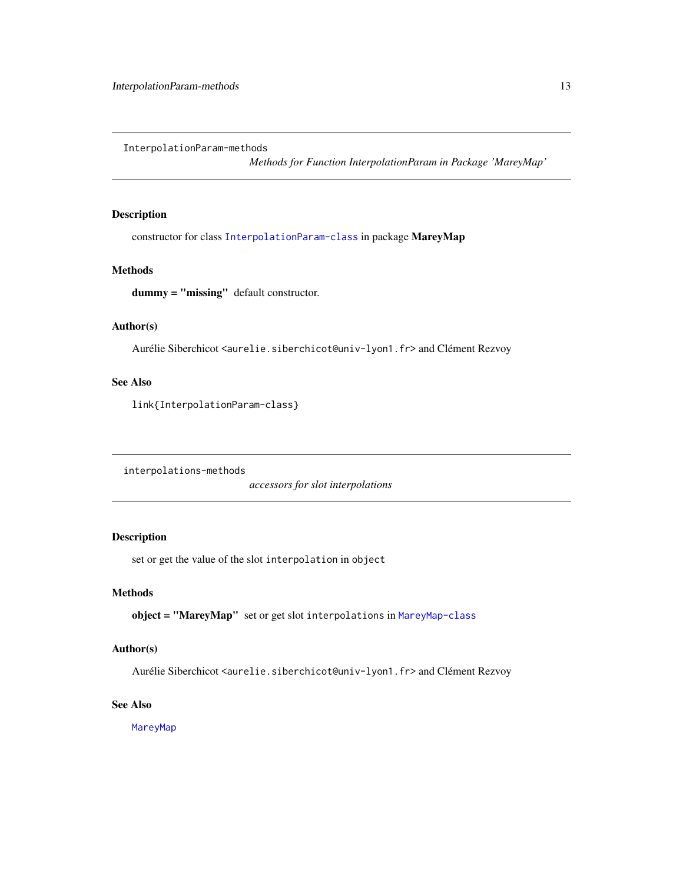## InterpolationParam-methods

*Methods for Function InterpolationParam in Package 'MareyMap'*

### Description

constructor for class `InterpolationParam-class` in package **MareyMap**

### Methods

**dummy = "missing"** default constructor.

### Author(s)

Aurélie Siberchicot <`aurelie.siberchicot@univ-lyon1.fr`> and Clément Rezvoy

### See Also

`link{InterpolationParam-class}`

## interpolations-methods

*accessors for slot interpolations*

### Description

set or get the value of the slot `interpolation` in `object`

### Methods

**object = "MareyMap"** set or get slot `interpolations` in `MareyMap-class`

### Author(s)

Aurélie Siberchicot <`aurelie.siberchicot@univ-lyon1.fr`> and Clément Rezvoy

### See Also

`MareyMap`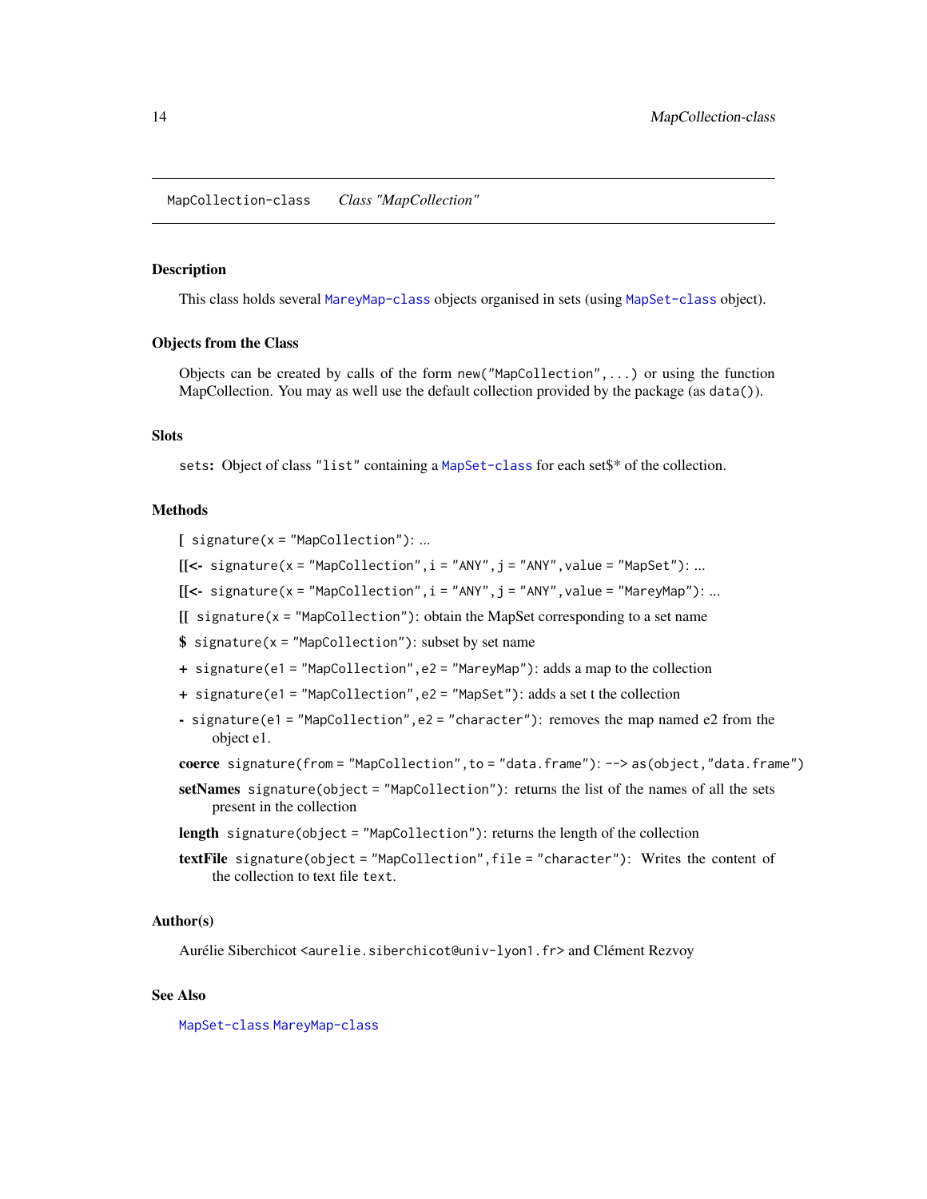`MapCollection-class` *Class "MapCollection"*

### Description

This class holds several `MareyMap-class` objects organised in sets (using `MapSet-class` object).

### Objects from the Class

Objects can be created by calls of the form `new("MapCollection",...)` or using the function MapCollection. You may as well use the default collection provided by the package (as `data()`).

### Slots

`sets`: Object of class `"list"` containing a `MapSet-class` for each set$* of the collection.

### Methods

**[** `signature(x = "MapCollection")`: ...

**[[<-** `signature(x = "MapCollection",i = "ANY",j = "ANY",value = "MapSet")`: ...

**[[<-** `signature(x = "MapCollection",i = "ANY",j = "ANY",value = "MareyMap")`: ...

**[[** `signature(x = "MapCollection")`: obtain the MapSet corresponding to a set name

**$** `signature(x = "MapCollection")`: subset by set name

**+** `signature(e1 = "MapCollection",e2 = "MareyMap")`: adds a map to the collection

**+** `signature(e1 = "MapCollection",e2 = "MapSet")`: adds a set t the collection

**-** `signature(e1 = "MapCollection",e2 = "character")`: removes the map named e2 from the object e1.

**coerce** `signature(from = "MapCollection",to = "data.frame")`: `--> as(object,"data.frame")`

**setNames** `signature(object = "MapCollection")`: returns the list of the names of all the sets present in the collection

**length** `signature(object = "MapCollection")`: returns the length of the collection

**textFile** `signature(object = "MapCollection",file = "character")`: Writes the content of the collection to text file `text`.

### Author(s)

Aurélie Siberchicot `<aurelie.siberchicot@univ-lyon1.fr>` and Clément Rezvoy

### See Also

`MapSet-class` `MareyMap-class`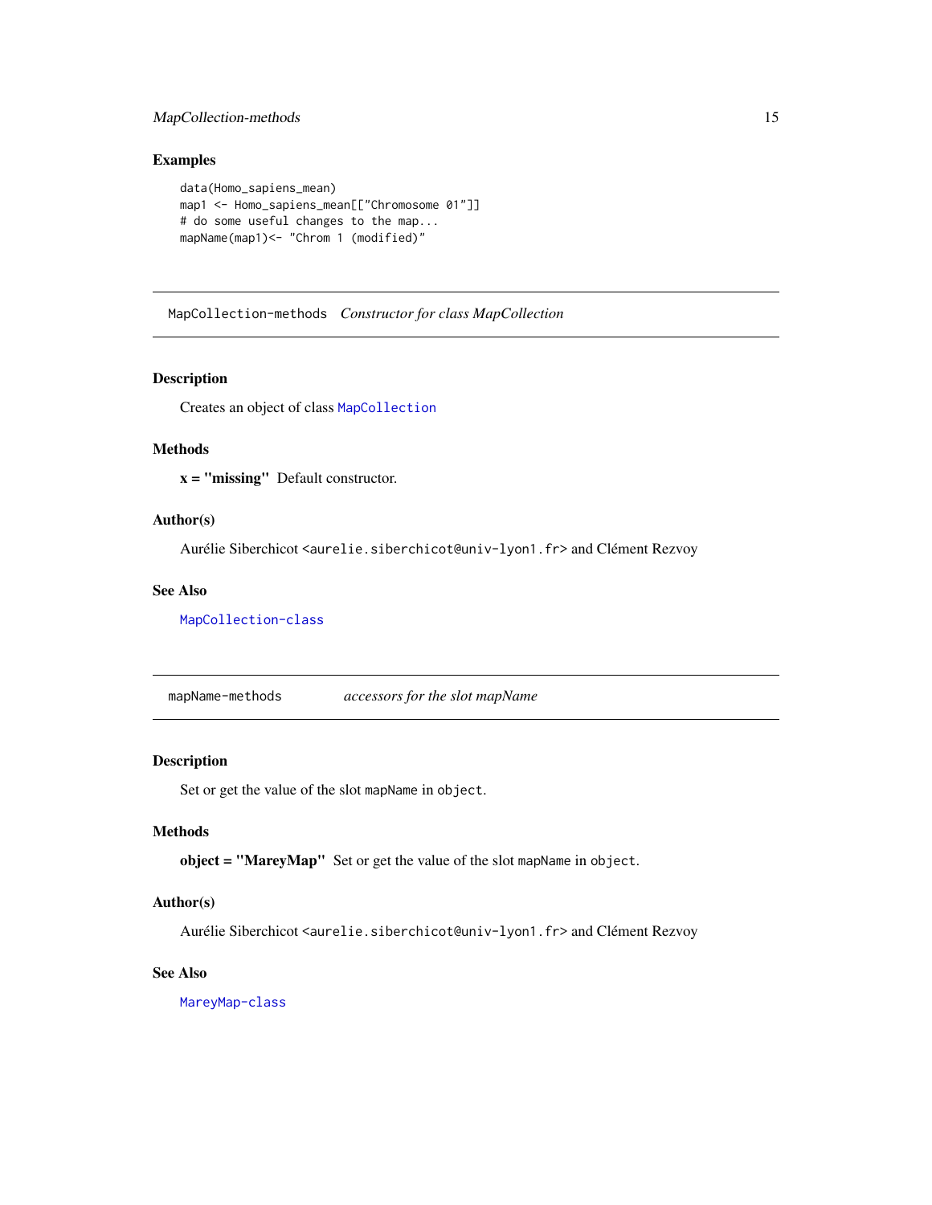## Examples

```
data(Homo_sapiens_mean)
map1 <- Homo_sapiens_mean[["Chromosome 01"]]
# do some useful changes to the map...
mapName(map1)<- "Chrom 1 (modified)"
```

---

# MapCollection-methods *Constructor for class MapCollection*

---

## Description

Creates an object of class MapCollection

## Methods

**x = "missing"** Default constructor.

## Author(s)

Aurélie Siberchicot <aurelie.siberchicot@univ-lyon1.fr> and Clément Rezvoy

## See Also

MapCollection-class

---

# mapName-methods *accessors for the slot mapName*

---

## Description

Set or get the value of the slot mapName in object.

## Methods

**object = "MareyMap"** Set or get the value of the slot mapName in object.

## Author(s)

Aurélie Siberchicot <aurelie.siberchicot@univ-lyon1.fr> and Clément Rezvoy

## See Also

MareyMap-class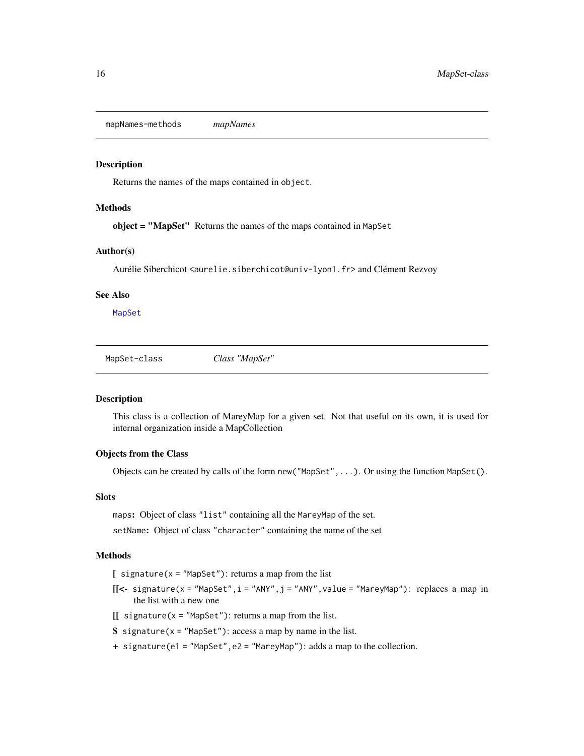## mapNames-methods *mapNames*

### Description

Returns the names of the maps contained in `object`.

### Methods

**object = "MapSet"** Returns the names of the maps contained in `MapSet`

### Author(s)

Aurélie Siberchicot <aurelie.siberchicot@univ-lyon1.fr> and Clément Rezvoy

### See Also

`MapSet`

## MapSet-class *Class "MapSet"*

### Description

This class is a collection of MareyMap for a given set. Not that useful on its own, it is used for internal organization inside a MapCollection

### Objects from the Class

Objects can be created by calls of the form `new("MapSet",...)`. Or using the function `MapSet()`.

### Slots

`maps`**:** Object of class `"list"` containing all the `MareyMap` of the set.

`setName`**:** Object of class `"character"` containing the name of the set

### Methods

- **[** `signature(x = "MapSet")`: returns a map from the list
- **[[<-** `signature(x = "MapSet",i = "ANY",j = "ANY",value = "MareyMap")`: replaces a map in the list with a new one
- **[[** `signature(x = "MapSet")`: returns a map from the list.
- **$** `signature(x = "MapSet")`: access a map by name in the list.
- **+** `signature(e1 = "MapSet",e2 = "MareyMap")`: adds a map to the collection.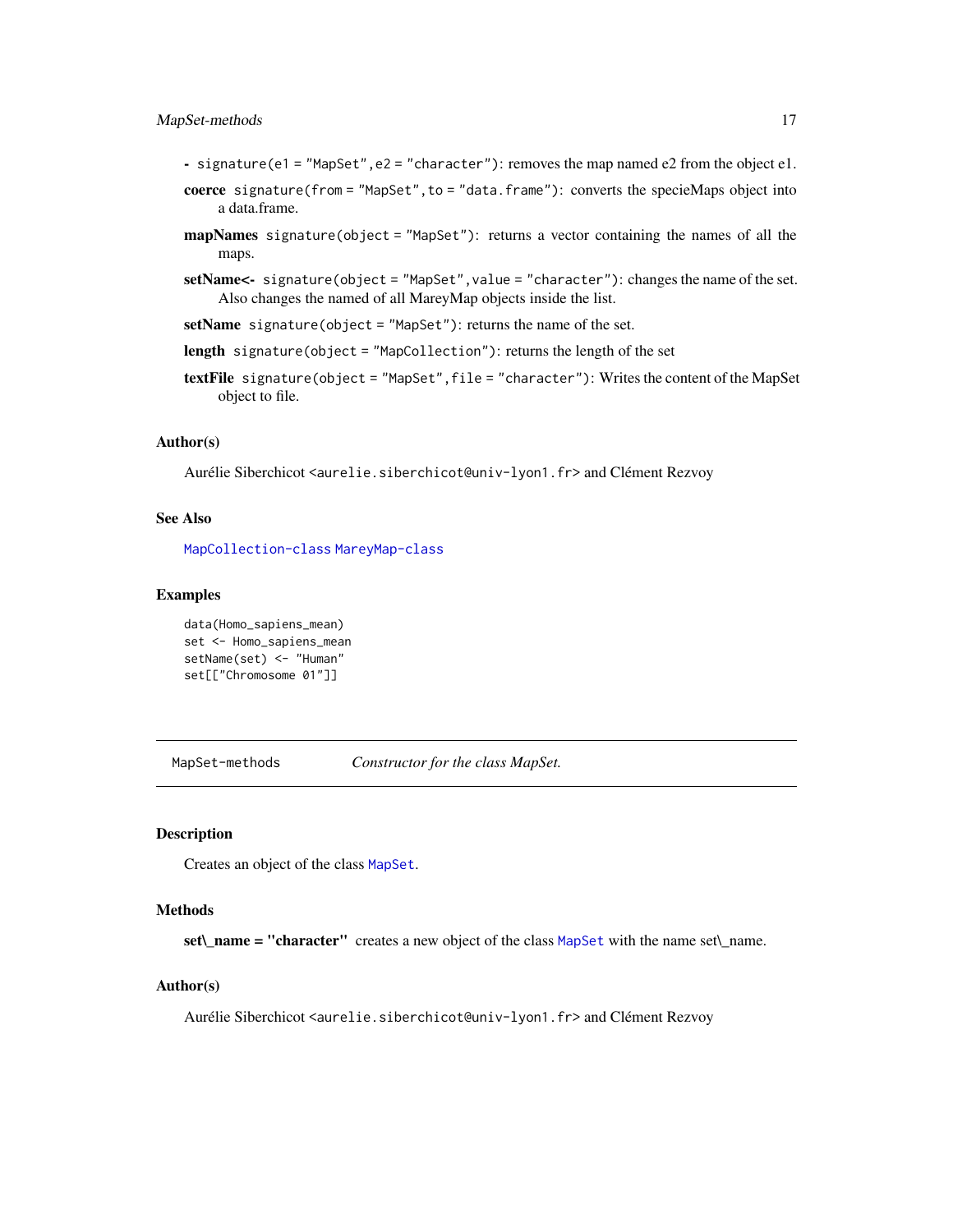**-** `signature(e1 = "MapSet", e2 = "character")`: removes the map named e2 from the object e1.

**coerce** `signature(from = "MapSet", to = "data.frame")`: converts the specieMaps object into a data.frame.

**mapNames** `signature(object = "MapSet")`: returns a vector containing the names of all the maps.

**setName<-** `signature(object = "MapSet", value = "character")`: changes the name of the set. Also changes the named of all MareyMap objects inside the list.

**setName** `signature(object = "MapSet")`: returns the name of the set.

**length** `signature(object = "MapCollection")`: returns the length of the set

**textFile** `signature(object = "MapSet", file = "character")`: Writes the content of the MapSet object to file.

### Author(s)

Aurélie Siberchicot <aurelie.siberchicot@univ-lyon1.fr> and Clément Rezvoy

### See Also

MapCollection-class MareyMap-class

### Examples

```
data(Homo_sapiens_mean)
set <- Homo_sapiens_mean
setName(set) <- "Human"
set[["Chromosome 01"]]
```

---

## MapSet-methods — *Constructor for the class MapSet.*

---

### Description

Creates an object of the class MapSet.

### Methods

**set\_name = "character"** creates a new object of the class MapSet with the name set\_name.

### Author(s)

Aurélie Siberchicot <aurelie.siberchicot@univ-lyon1.fr> and Clément Rezvoy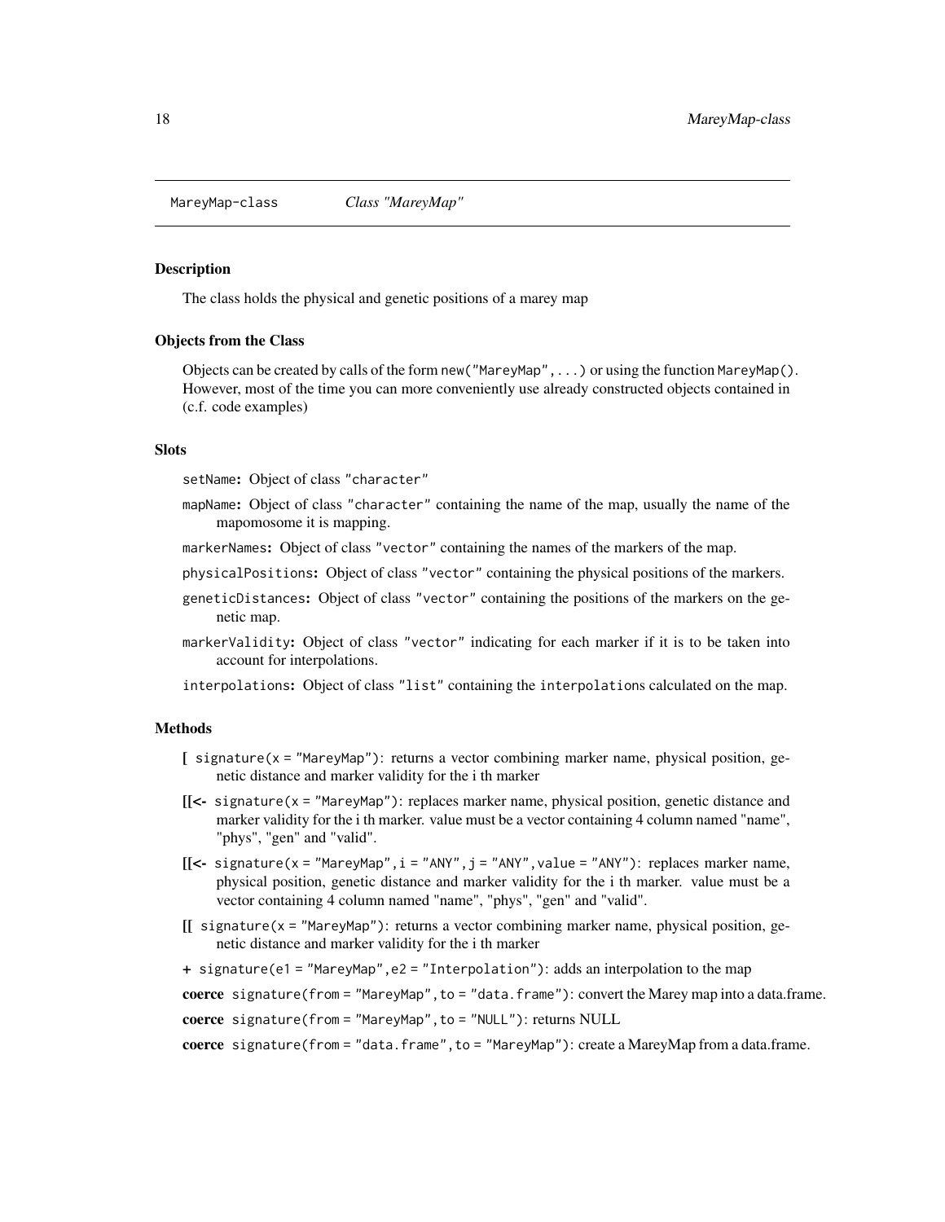MareyMap-class *Class "MareyMap"*

### Description

The class holds the physical and genetic positions of a marey map

### Objects from the Class

Objects can be created by calls of the form `new("MareyMap", ...)` or using the function `MareyMap()`. However, most of the time you can more conveniently use already constructed objects contained in (c.f. code examples)

### Slots

`setName`**:** Object of class `"character"`

`mapName`**:** Object of class `"character"` containing the name of the map, usually the name of the mapomosome it is mapping.

`markerNames`**:** Object of class `"vector"` containing the names of the markers of the map.

`physicalPositions`**:** Object of class `"vector"` containing the physical positions of the markers.

`geneticDistances`**:** Object of class `"vector"` containing the positions of the markers on the genetic map.

`markerValidity`**:** Object of class `"vector"` indicating for each marker if it is to be taken into account for interpolations.

`interpolations`**:** Object of class `"list"` containing the `interpolations` calculated on the map.

### Methods

**[** `signature(x = "MareyMap")`: returns a vector combining marker name, physical position, genetic distance and marker validity for the i th marker

**[[<-** `signature(x = "MareyMap")`: replaces marker name, physical position, genetic distance and marker validity for the i th marker. value must be a vector containing 4 column named "name", "phys", "gen" and "valid".

**[[<-** `signature(x = "MareyMap", i = "ANY", j = "ANY", value = "ANY")`: replaces marker name, physical position, genetic distance and marker validity for the i th marker. value must be a vector containing 4 column named "name", "phys", "gen" and "valid".

**[[** `signature(x = "MareyMap")`: returns a vector combining marker name, physical position, genetic distance and marker validity for the i th marker

**+** `signature(e1 = "MareyMap", e2 = "Interpolation")`: adds an interpolation to the map

**coerce** `signature(from = "MareyMap", to = "data.frame")`: convert the Marey map into a data.frame.

**coerce** `signature(from = "MareyMap", to = "NULL")`: returns NULL

**coerce** `signature(from = "data.frame", to = "MareyMap")`: create a MareyMap from a data.frame.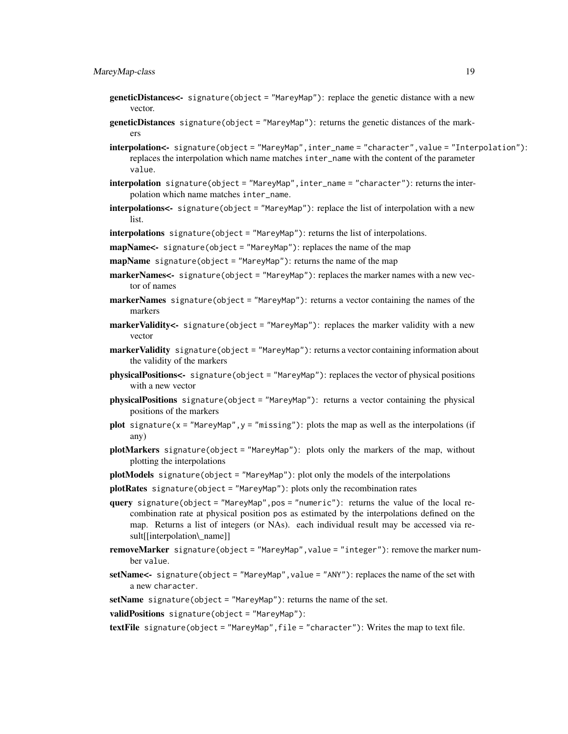**geneticDistances<-** `signature(object = "MareyMap")`: replace the genetic distance with a new vector.

**geneticDistances** `signature(object = "MareyMap")`: returns the genetic distances of the markers

**interpolation<-** `signature(object = "MareyMap",inter_name = "character",value = "Interpolation")`: replaces the interpolation which name matches `inter_name` with the content of the parameter `value`.

**interpolation** `signature(object = "MareyMap",inter_name = "character")`: returns the interpolation which name matches `inter_name`.

**interpolations<-** `signature(object = "MareyMap")`: replace the list of interpolation with a new list.

**interpolations** `signature(object = "MareyMap")`: returns the list of interpolations.

**mapName<-** `signature(object = "MareyMap")`: replaces the name of the map

**mapName** `signature(object = "MareyMap")`: returns the name of the map

**markerNames<-** `signature(object = "MareyMap")`: replaces the marker names with a new vector of names

**markerNames** `signature(object = "MareyMap")`: returns a vector containing the names of the markers

**markerValidity<-** `signature(object = "MareyMap")`: replaces the marker validity with a new vector

**markerValidity** `signature(object = "MareyMap")`: returns a vector containing information about the validity of the markers

**physicalPositions<-** `signature(object = "MareyMap")`: replaces the vector of physical positions with a new vector

**physicalPositions** `signature(object = "MareyMap")`: returns a vector containing the physical positions of the markers

**plot** `signature(x = "MareyMap",y = "missing")`: plots the map as well as the interpolations (if any)

**plotMarkers** `signature(object = "MareyMap")`: plots only the markers of the map, without plotting the interpolations

**plotModels** `signature(object = "MareyMap")`: plot only the models of the interpolations

**plotRates** `signature(object = "MareyMap")`: plots only the recombination rates

**query** `signature(object = "MareyMap",pos = "numeric")`: returns the value of the local recombination rate at physical position pos as estimated by the interpolations defined on the map. Returns a list of integers (or NAs). each individual result may be accessed via result[[interpolation\_name]]

**removeMarker** `signature(object = "MareyMap",value = "integer")`: remove the marker number `value`.

**setName<-** `signature(object = "MareyMap",value = "ANY")`: replaces the name of the set with a new `character`.

**setName** `signature(object = "MareyMap")`: returns the name of the set.

**validPositions** `signature(object = "MareyMap")`:

**textFile** `signature(object = "MareyMap",file = "character")`: Writes the map to text file.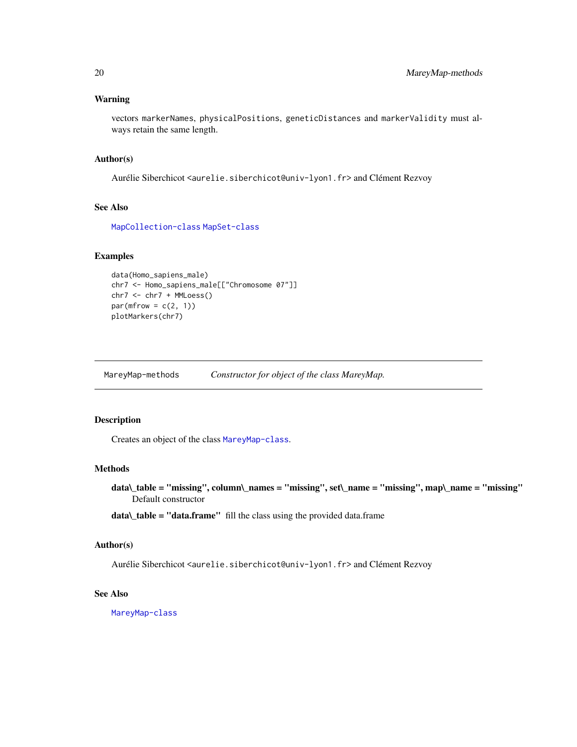### Warning

vectors `markerNames`, `physicalPositions`, `geneticDistances` and `markerValidity` must always retain the same length.

### Author(s)

Aurélie Siberchicot <aurelie.siberchicot@univ-lyon1.fr> and Clément Rezvoy

### See Also

MapCollection-class MapSet-class

### Examples

```
data(Homo_sapiens_male)
chr7 <- Homo_sapiens_male[["Chromosome 07"]]
chr7 <- chr7 + MMLoess()
par(mfrow = c(2, 1))
plotMarkers(chr7)
```

---

## MareyMap-methods — *Constructor for object of the class MareyMap.*

---

### Description

Creates an object of the class MareyMap-class.

### Methods

**data\_table = "missing", column\_names = "missing", set\_name = "missing", map\_name = "missing"** Default constructor

**data\_table = "data.frame"** fill the class using the provided data.frame

### Author(s)

Aurélie Siberchicot <aurelie.siberchicot@univ-lyon1.fr> and Clément Rezvoy

### See Also

MareyMap-class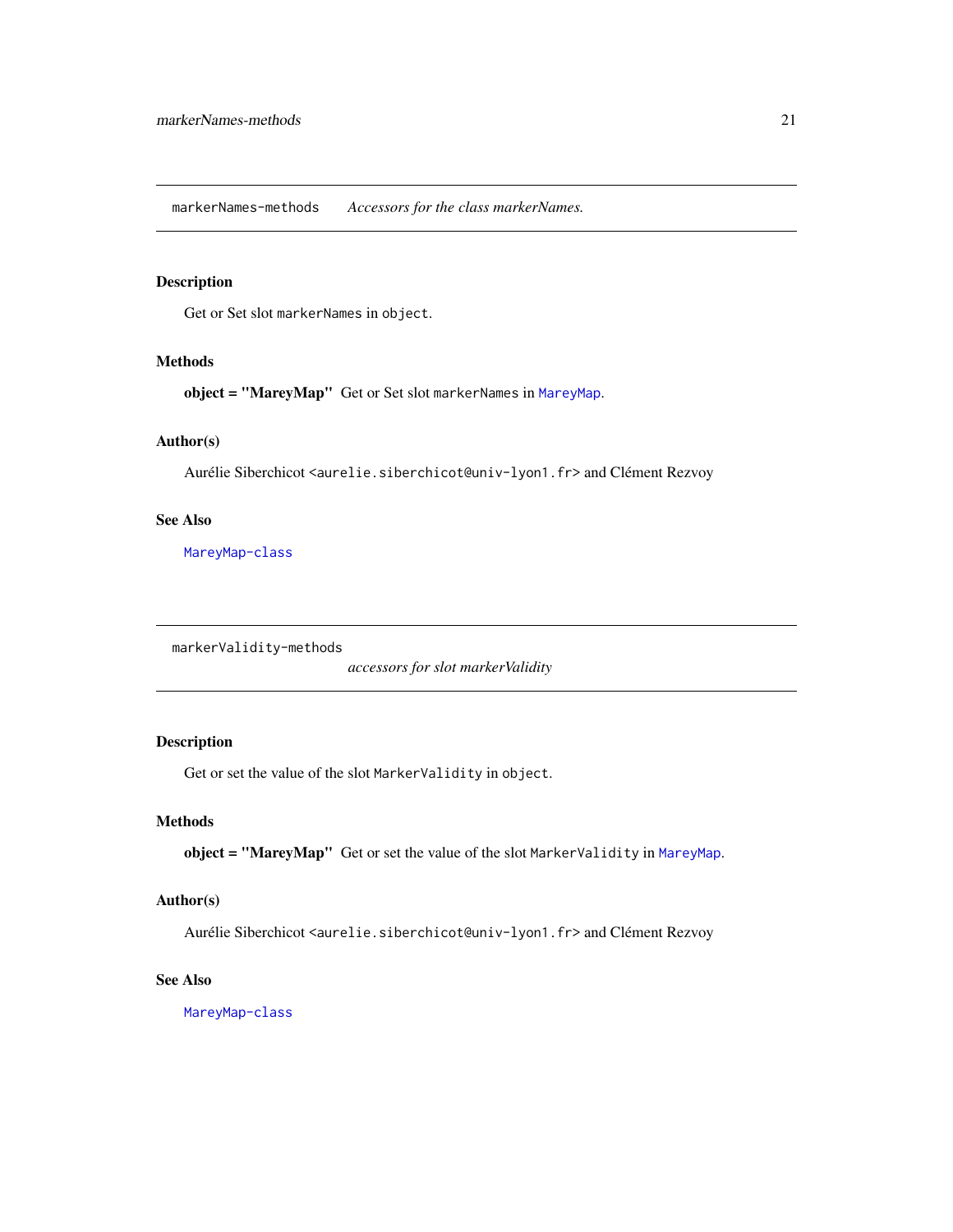## markerNames-methods    *Accessors for the class markerNames.*

### Description

Get or Set slot `markerNames` in `object`.

### Methods

**object = "MareyMap"** Get or Set slot `markerNames` in `MareyMap`.

### Author(s)

Aurélie Siberchicot <aurelie.siberchicot@univ-lyon1.fr> and Clément Rezvoy

### See Also

`MareyMap-class`

## markerValidity-methods    *accessors for slot markerValidity*

### Description

Get or set the value of the slot `MarkerValidity` in `object`.

### Methods

**object = "MareyMap"** Get or set the value of the slot `MarkerValidity` in `MareyMap`.

### Author(s)

Aurélie Siberchicot <aurelie.siberchicot@univ-lyon1.fr> and Clément Rezvoy

### See Also

`MareyMap-class`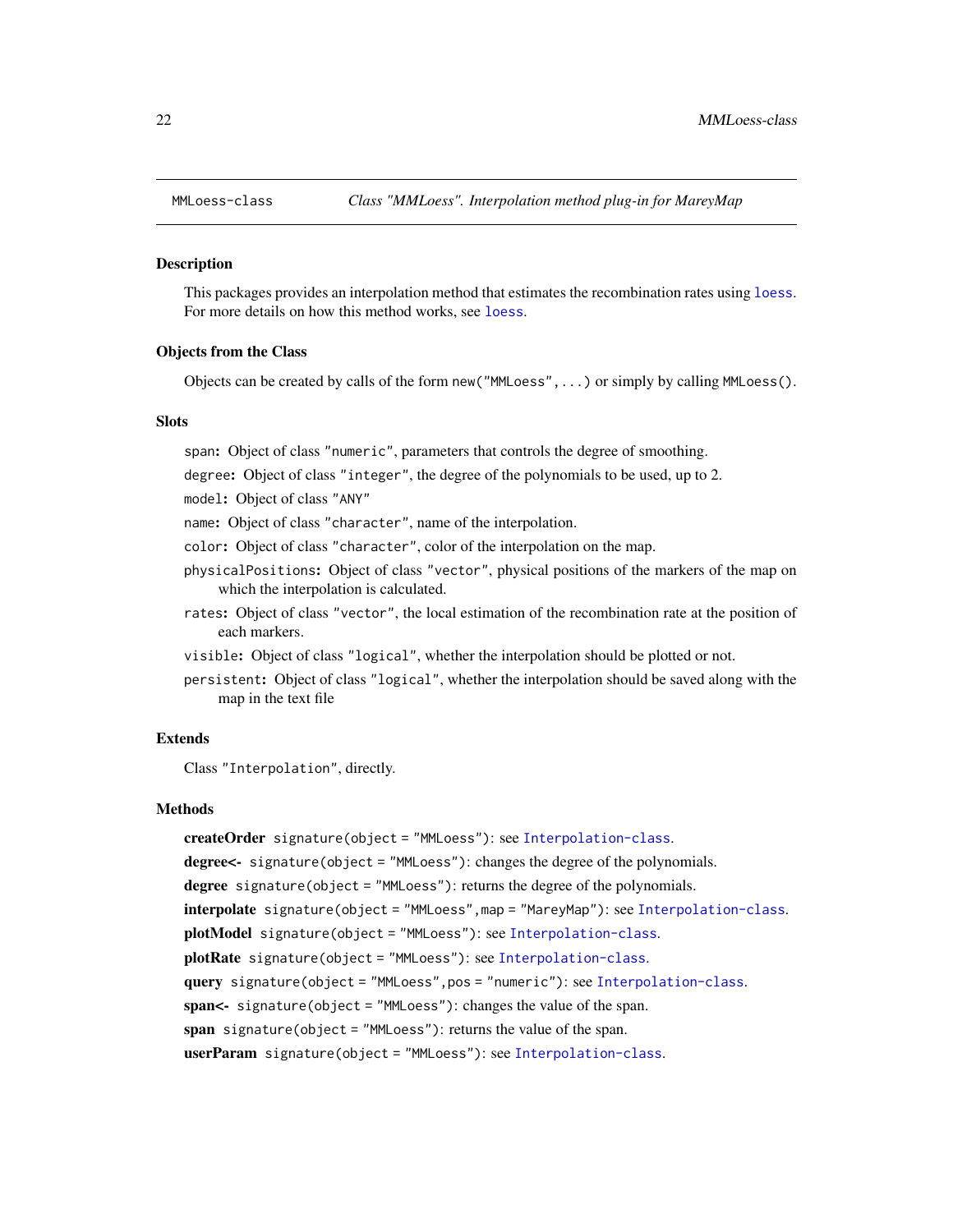MMLoess-class *Class "MMLoess". Interpolation method plug-in for MareyMap*

## Description

This packages provides an interpolation method that estimates the recombination rates using `loess`. For more details on how this method works, see `loess`.

## Objects from the Class

Objects can be created by calls of the form `new("MMLoess",...)` or simply by calling `MMLoess()`.

## Slots

`span`: Object of class `"numeric"`, parameters that controls the degree of smoothing.

`degree`: Object of class `"integer"`, the degree of the polynomials to be used, up to 2.

`model`: Object of class `"ANY"`

`name`: Object of class `"character"`, name of the interpolation.

`color`: Object of class `"character"`, color of the interpolation on the map.

`physicalPositions`: Object of class `"vector"`, physical positions of the markers of the map on which the interpolation is calculated.

`rates`: Object of class `"vector"`, the local estimation of the recombination rate at the position of each markers.

`visible`: Object of class `"logical"`, whether the interpolation should be plotted or not.

`persistent`: Object of class `"logical"`, whether the interpolation should be saved along with the map in the text file

## Extends

Class `"Interpolation"`, directly.

## Methods

**createOrder** `signature(object = "MMLoess")`: see `Interpolation-class`.

**degree<-** `signature(object = "MMLoess")`: changes the degree of the polynomials.

**degree** `signature(object = "MMLoess")`: returns the degree of the polynomials.

**interpolate** `signature(object = "MMLoess",map = "MareyMap")`: see `Interpolation-class`.

**plotModel** `signature(object = "MMLoess")`: see `Interpolation-class`.

**plotRate** `signature(object = "MMLoess")`: see `Interpolation-class`.

**query** `signature(object = "MMLoess",pos = "numeric")`: see `Interpolation-class`.

**span<-** `signature(object = "MMLoess")`: changes the value of the span.

**span** `signature(object = "MMLoess")`: returns the value of the span.

**userParam** `signature(object = "MMLoess")`: see `Interpolation-class`.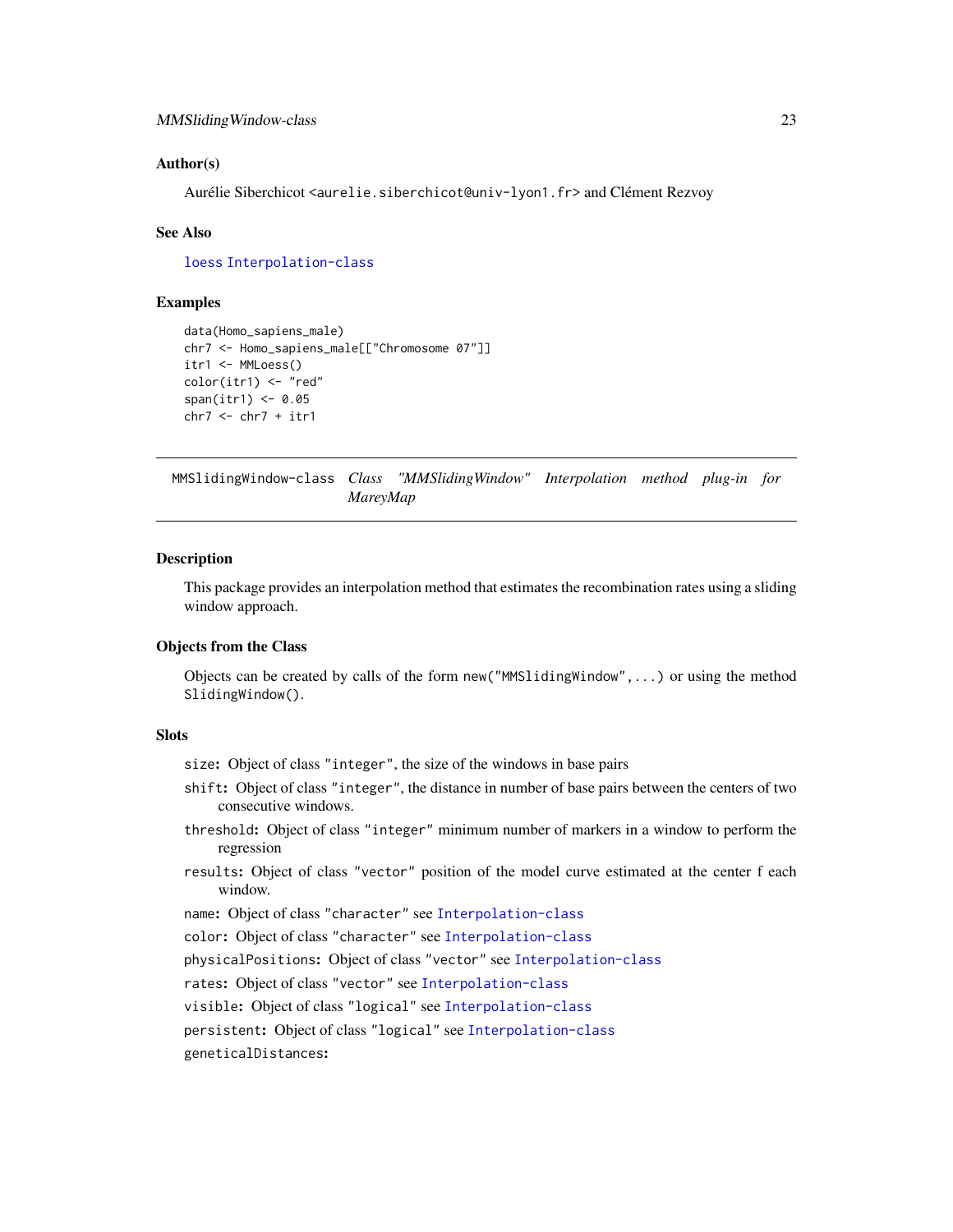### Author(s)

Aurélie Siberchicot <aurelie.siberchicot@univ-lyon1.fr> and Clément Rezvoy

### See Also

loess Interpolation-class

### Examples

```
data(Homo_sapiens_male)
chr7 <- Homo_sapiens_male[["Chromosome 07"]]
itr1 <- MMLoess()
color(itr1) <- "red"
span(itr1) <- 0.05
chr7 <- chr7 + itr1
```

---

## MMSlidingWindow-class *Class "MMSlidingWindow" Interpolation method plug-in for MareyMap*

---

### Description

This package provides an interpolation method that estimates the recombination rates using a sliding window approach.

### Objects from the Class

Objects can be created by calls of the form `new("MMSlidingWindow",...)` or using the method `SlidingWindow()`.

### Slots

- `size`: Object of class "integer", the size of the windows in base pairs
- `shift`: Object of class "integer", the distance in number of base pairs between the centers of two consecutive windows.
- `threshold`: Object of class "integer" minimum number of markers in a window to perform the regression
- `results`: Object of class "vector" position of the model curve estimated at the center f each window.
- `name`: Object of class "character" see Interpolation-class
- `color`: Object of class "character" see Interpolation-class
- `physicalPositions`: Object of class "vector" see Interpolation-class
- `rates`: Object of class "vector" see Interpolation-class
- `visible`: Object of class "logical" see Interpolation-class
- `persistent`: Object of class "logical" see Interpolation-class
- `geneticalDistances`: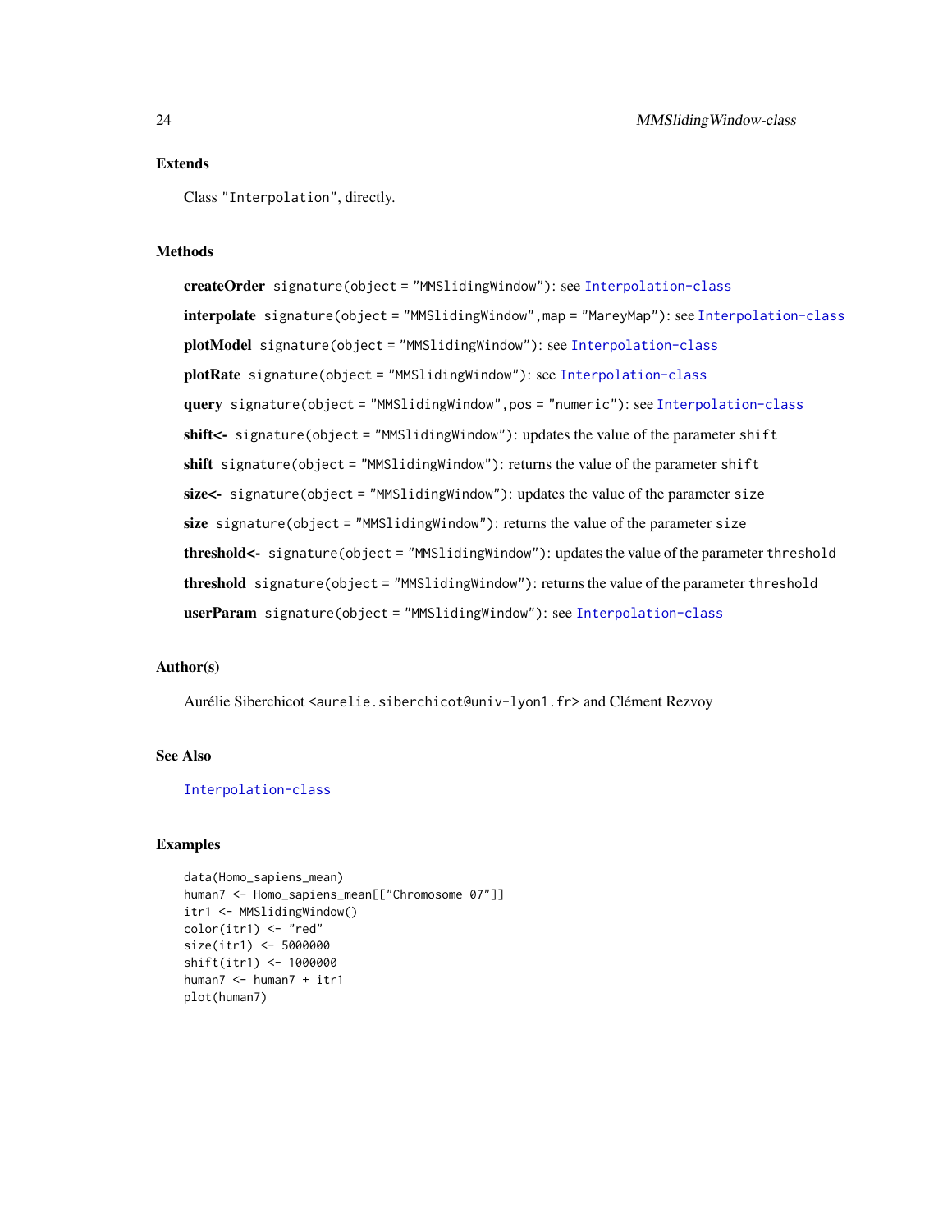## Extends

Class "Interpolation", directly.

## Methods

**createOrder** `signature(object = "MMSlidingWindow")`: see Interpolation-class

**interpolate** `signature(object = "MMSlidingWindow",map = "MareyMap")`: see Interpolation-class

**plotModel** `signature(object = "MMSlidingWindow")`: see Interpolation-class

**plotRate** `signature(object = "MMSlidingWindow")`: see Interpolation-class

**query** `signature(object = "MMSlidingWindow",pos = "numeric")`: see Interpolation-class

**shift<-** `signature(object = "MMSlidingWindow")`: updates the value of the parameter `shift`

**shift** `signature(object = "MMSlidingWindow")`: returns the value of the parameter `shift`

**size<-** `signature(object = "MMSlidingWindow")`: updates the value of the parameter `size`

**size** `signature(object = "MMSlidingWindow")`: returns the value of the parameter `size`

**threshold<-** `signature(object = "MMSlidingWindow")`: updates the value of the parameter `threshold`

**threshold** `signature(object = "MMSlidingWindow")`: returns the value of the parameter `threshold`

**userParam** `signature(object = "MMSlidingWindow")`: see Interpolation-class

## Author(s)

Aurélie Siberchicot <aurelie.siberchicot@univ-lyon1.fr> and Clément Rezvoy

## See Also

Interpolation-class

## Examples

```
data(Homo_sapiens_mean)
human7 <- Homo_sapiens_mean[["Chromosome 07"]]
itr1 <- MMSlidingWindow()
color(itr1) <- "red"
size(itr1) <- 5000000
shift(itr1) <- 1000000
human7 <- human7 + itr1
plot(human7)
```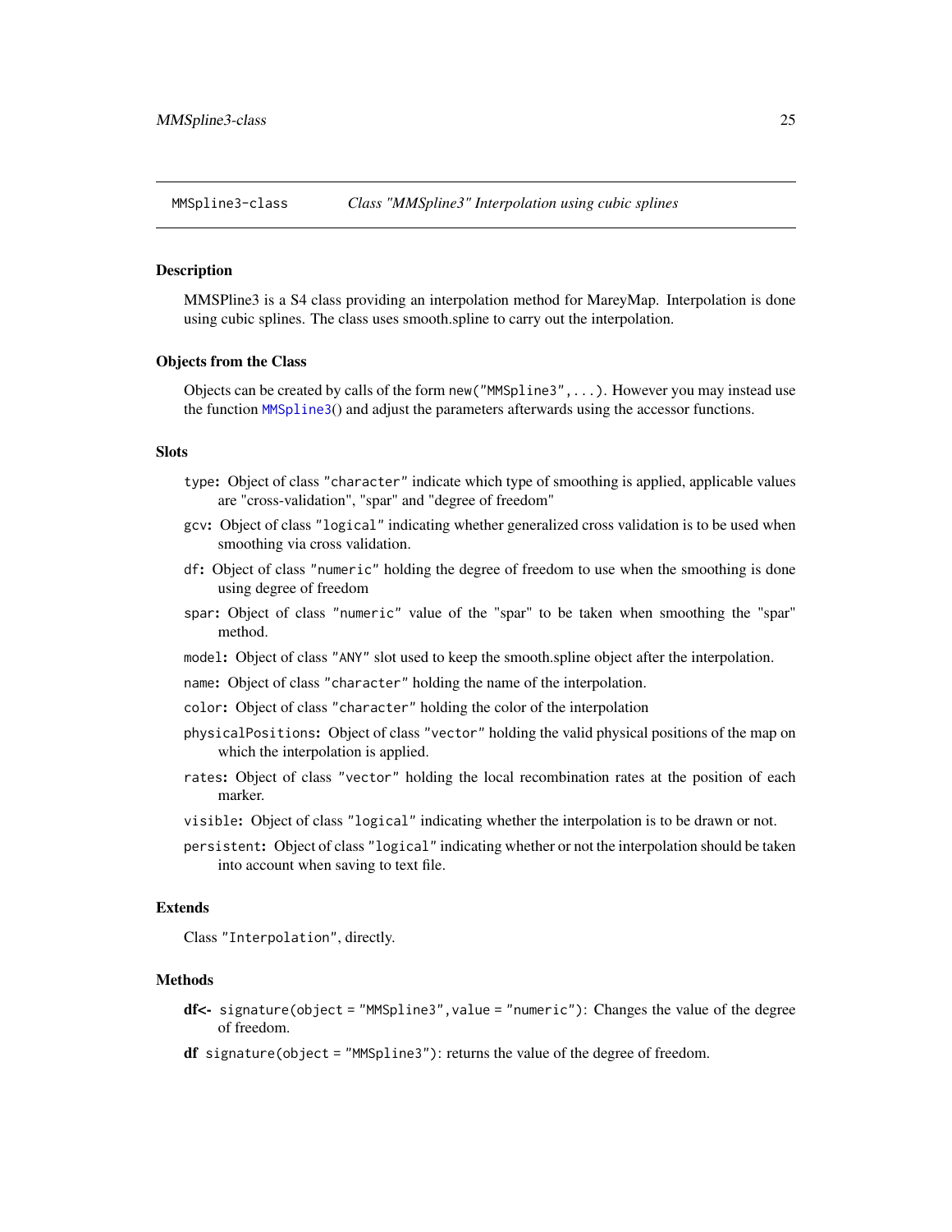# MMSpline3-class — *Class "MMSpline3" Interpolation using cubic splines*

## Description

MMSPline3 is a S4 class providing an interpolation method for MareyMap. Interpolation is done using cubic splines. The class uses smooth.spline to carry out the interpolation.

## Objects from the Class

Objects can be created by calls of the form `new("MMSpline3",...)`. However you may instead use the function `MMSpline3()` and adjust the parameters afterwards using the accessor functions.

## Slots

- `type`**:** Object of class `"character"` indicate which type of smoothing is applied, applicable values are "cross-validation", "spar" and "degree of freedom"
- `gcv`**:** Object of class `"logical"` indicating whether generalized cross validation is to be used when smoothing via cross validation.
- `df`**:** Object of class `"numeric"` holding the degree of freedom to use when the smoothing is done using degree of freedom
- `spar`**:** Object of class `"numeric"` value of the "spar" to be taken when smoothing the "spar" method.
- `model`**:** Object of class `"ANY"` slot used to keep the smooth.spline object after the interpolation.
- `name`**:** Object of class `"character"` holding the name of the interpolation.
- `color`**:** Object of class `"character"` holding the color of the interpolation
- `physicalPositions`**:** Object of class `"vector"` holding the valid physical positions of the map on which the interpolation is applied.
- `rates`**:** Object of class `"vector"` holding the local recombination rates at the position of each marker.
- `visible`**:** Object of class `"logical"` indicating whether the interpolation is to be drawn or not.
- `persistent`**:** Object of class `"logical"` indicating whether or not the interpolation should be taken into account when saving to text file.

## Extends

Class `"Interpolation"`, directly.

## Methods

- **df<-** `signature(object = "MMSpline3",value = "numeric")`: Changes the value of the degree of freedom.
- **df** `signature(object = "MMSpline3")`: returns the value of the degree of freedom.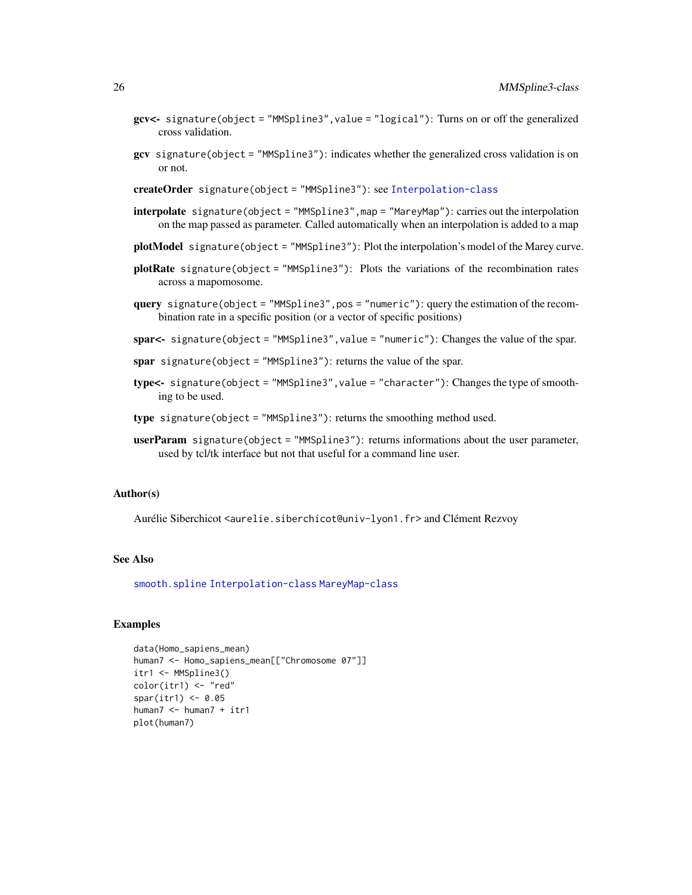**gcv<-** `signature(object = "MMSpline3",value = "logical")`: Turns on or off the generalized cross validation.

**gcv** `signature(object = "MMSpline3")`: indicates whether the generalized cross validation is on or not.

**createOrder** `signature(object = "MMSpline3")`: see `Interpolation-class`

**interpolate** `signature(object = "MMSpline3",map = "MareyMap")`: carries out the interpolation on the map passed as parameter. Called automatically when an interpolation is added to a map

**plotModel** `signature(object = "MMSpline3")`: Plot the interpolation's model of the Marey curve.

**plotRate** `signature(object = "MMSpline3")`: Plots the variations of the recombination rates across a mapomosome.

**query** `signature(object = "MMSpline3",pos = "numeric")`: query the estimation of the recombination rate in a specific position (or a vector of specific positions)

**spar<-** `signature(object = "MMSpline3",value = "numeric")`: Changes the value of the spar.

**spar** `signature(object = "MMSpline3")`: returns the value of the spar.

**type<-** `signature(object = "MMSpline3",value = "character")`: Changes the type of smoothing to be used.

**type** `signature(object = "MMSpline3")`: returns the smoothing method used.

**userParam** `signature(object = "MMSpline3")`: returns informations about the user parameter, used by tcl/tk interface but not that useful for a command line user.

## Author(s)

Aurélie Siberchicot <aurelie.siberchicot@univ-lyon1.fr> and Clément Rezvoy

## See Also

`smooth.spline` `Interpolation-class` `MareyMap-class`

## Examples

```
data(Homo_sapiens_mean)
human7 <- Homo_sapiens_mean[["Chromosome 07"]]
itr1 <- MMSpline3()
color(itr1) <- "red"
spar(itr1) <- 0.05
human7 <- human7 + itr1
plot(human7)
```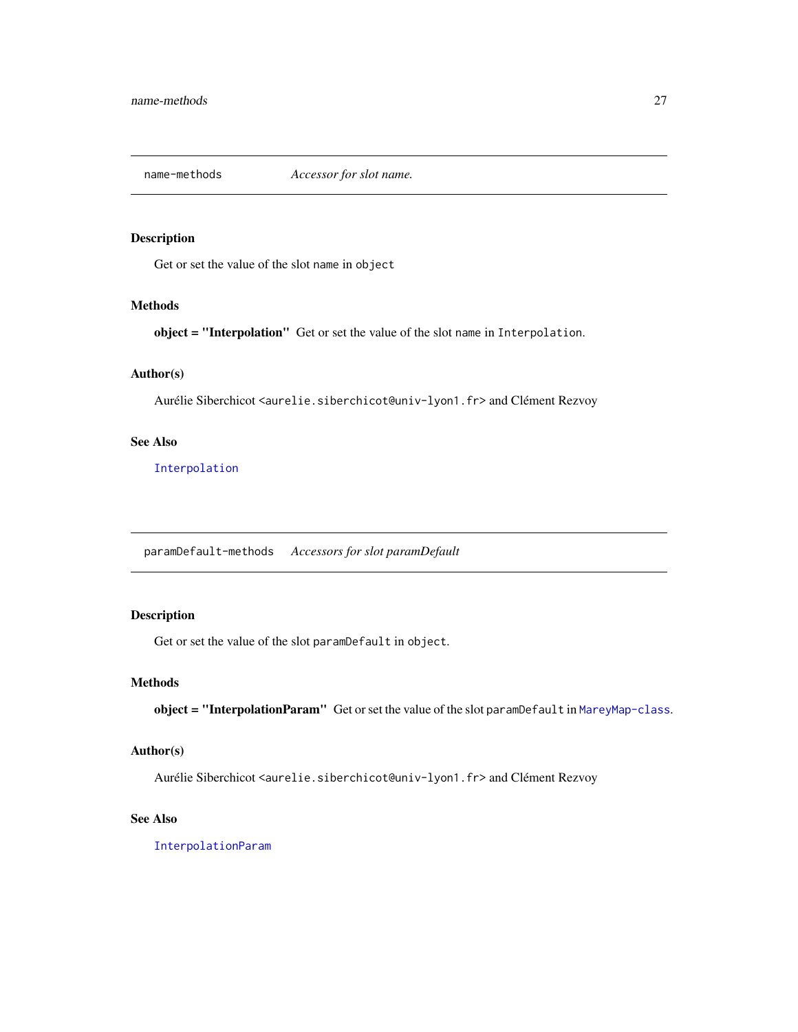## name-methods — *Accessor for slot name.*

### Description

Get or set the value of the slot `name` in `object`

### Methods

**object = "Interpolation"** Get or set the value of the slot `name` in `Interpolation`.

### Author(s)

Aurélie Siberchicot <aurelie.siberchicot@univ-lyon1.fr> and Clément Rezvoy

### See Also

`Interpolation`

## paramDefault-methods — *Accessors for slot paramDefault*

### Description

Get or set the value of the slot `paramDefault` in `object`.

### Methods

**object = "InterpolationParam"** Get or set the value of the slot `paramDefault` in `MareyMap-class`.

### Author(s)

Aurélie Siberchicot <aurelie.siberchicot@univ-lyon1.fr> and Clément Rezvoy

### See Also

`InterpolationParam`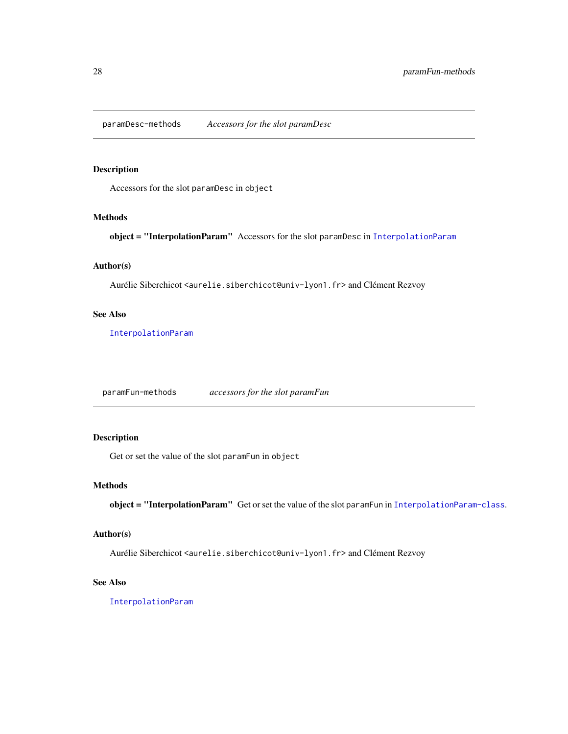## paramDesc-methods *Accessors for the slot paramDesc*

### Description

Accessors for the slot `paramDesc` in `object`

### Methods

**object = "InterpolationParam"** Accessors for the slot `paramDesc` in `InterpolationParam`

### Author(s)

Aurélie Siberchicot `<aurelie.siberchicot@univ-lyon1.fr>` and Clément Rezvoy

### See Also

`InterpolationParam`

## paramFun-methods *accessors for the slot paramFun*

### Description

Get or set the value of the slot `paramFun` in `object`

### Methods

**object = "InterpolationParam"** Get or set the value of the slot `paramFun` in `InterpolationParam-class`.

### Author(s)

Aurélie Siberchicot `<aurelie.siberchicot@univ-lyon1.fr>` and Clément Rezvoy

### See Also

`InterpolationParam`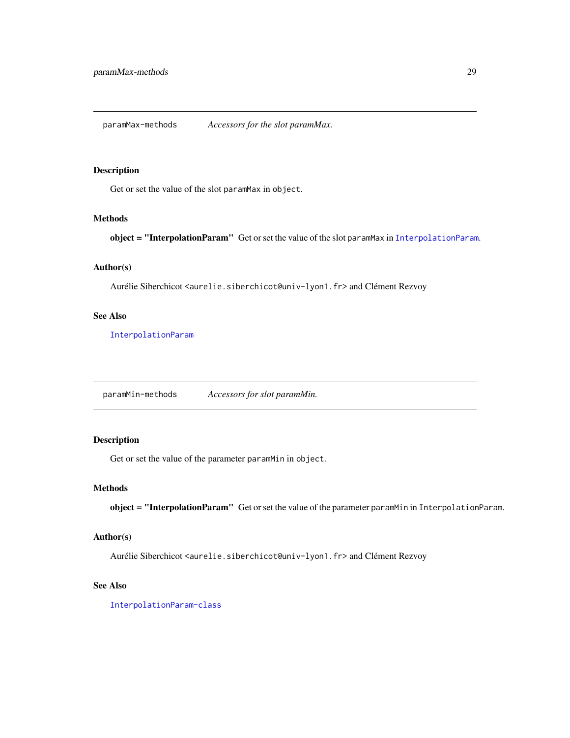## paramMax-methods *Accessors for the slot paramMax.*

### Description

Get or set the value of the slot `paramMax` in `object`.

### Methods

**object = "InterpolationParam"** Get or set the value of the slot `paramMax` in `InterpolationParam`.

### Author(s)

Aurélie Siberchicot <aurelie.siberchicot@univ-lyon1.fr> and Clément Rezvoy

### See Also

`InterpolationParam`

## paramMin-methods *Accessors for slot paramMin.*

### Description

Get or set the value of the parameter `paramMin` in `object`.

### Methods

**object = "InterpolationParam"** Get or set the value of the parameter `paramMin` in `InterpolationParam`.

### Author(s)

Aurélie Siberchicot <aurelie.siberchicot@univ-lyon1.fr> and Clément Rezvoy

### See Also

`InterpolationParam-class`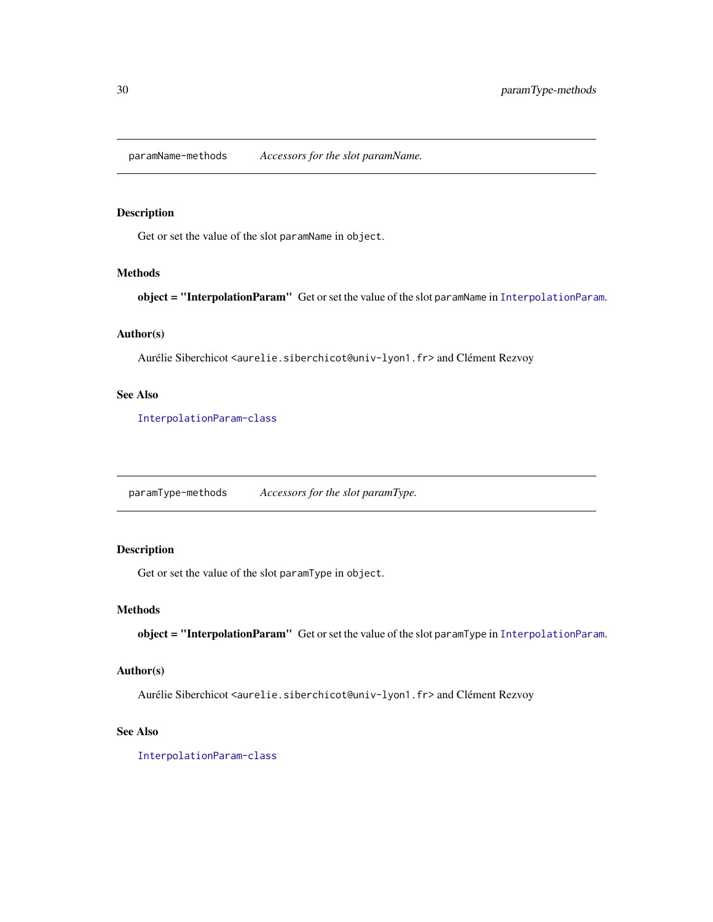## `paramName-methods` *Accessors for the slot paramName.*

### Description

Get or set the value of the slot `paramName` in `object`.

### Methods

**object = "InterpolationParam"** Get or set the value of the slot `paramName` in `InterpolationParam`.

### Author(s)

Aurélie Siberchicot <aurelie.siberchicot@univ-lyon1.fr> and Clément Rezvoy

### See Also

`InterpolationParam-class`

## `paramType-methods` *Accessors for the slot paramType.*

### Description

Get or set the value of the slot `paramType` in `object`.

### Methods

**object = "InterpolationParam"** Get or set the value of the slot `paramType` in `InterpolationParam`.

### Author(s)

Aurélie Siberchicot <aurelie.siberchicot@univ-lyon1.fr> and Clément Rezvoy

### See Also

`InterpolationParam-class`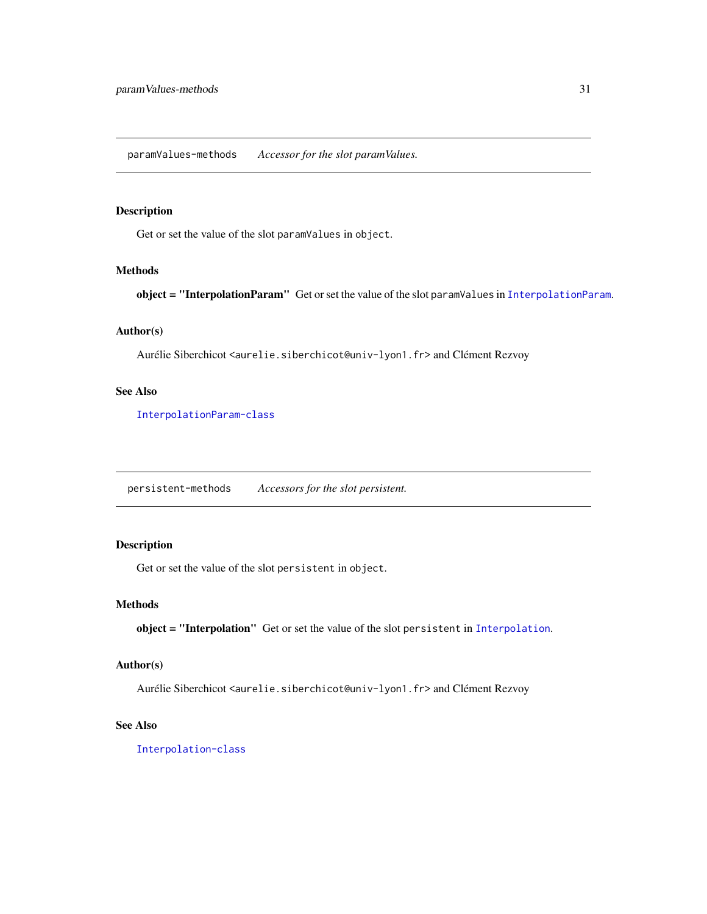## paramValues-methods    *Accessor for the slot paramValues.*

### Description

Get or set the value of the slot `paramValues` in `object`.

### Methods

**object = "InterpolationParam"** Get or set the value of the slot `paramValues` in `InterpolationParam`.

### Author(s)

Aurélie Siberchicot <`aurelie.siberchicot@univ-lyon1.fr`> and Clément Rezvoy

### See Also

`InterpolationParam-class`

## persistent-methods    *Accessors for the slot persistent.*

### Description

Get or set the value of the slot `persistent` in `object`.

### Methods

**object = "Interpolation"** Get or set the value of the slot `persistent` in `Interpolation`.

### Author(s)

Aurélie Siberchicot <`aurelie.siberchicot@univ-lyon1.fr`> and Clément Rezvoy

### See Also

`Interpolation-class`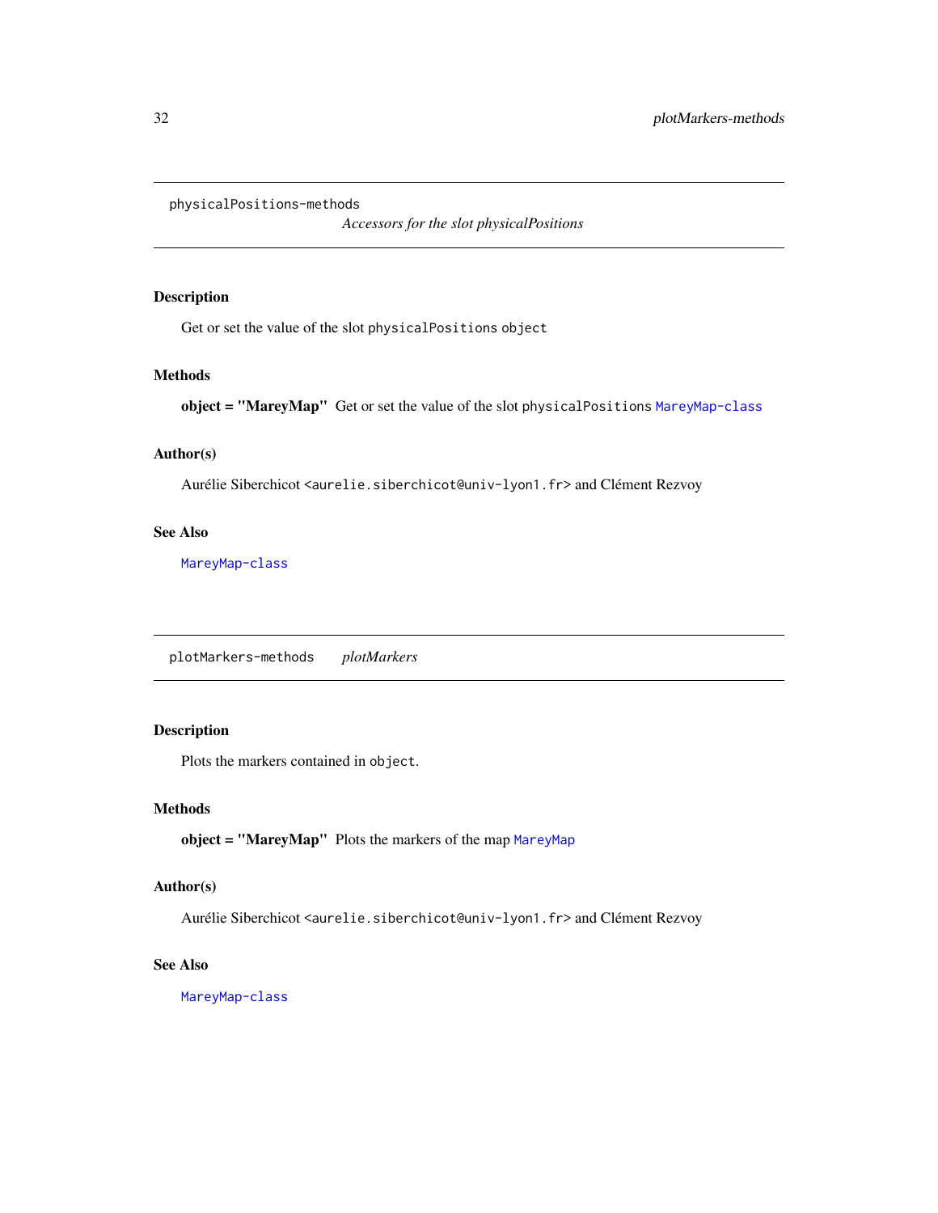---

`physicalPositions-methods` *Accessors for the slot physicalPositions*

---

### Description

Get or set the value of the slot `physicalPositions` `object`

### Methods

**object = "MareyMap"** Get or set the value of the slot `physicalPositions` `MareyMap-class`

### Author(s)

Aurélie Siberchicot <`aurelie.siberchicot@univ-lyon1.fr`> and Clément Rezvoy

### See Also

`MareyMap-class`

---

`plotMarkers-methods` *plotMarkers*

---

### Description

Plots the markers contained in `object`.

### Methods

**object = "MareyMap"** Plots the markers of the map `MareyMap`

### Author(s)

Aurélie Siberchicot <`aurelie.siberchicot@univ-lyon1.fr`> and Clément Rezvoy

### See Also

`MareyMap-class`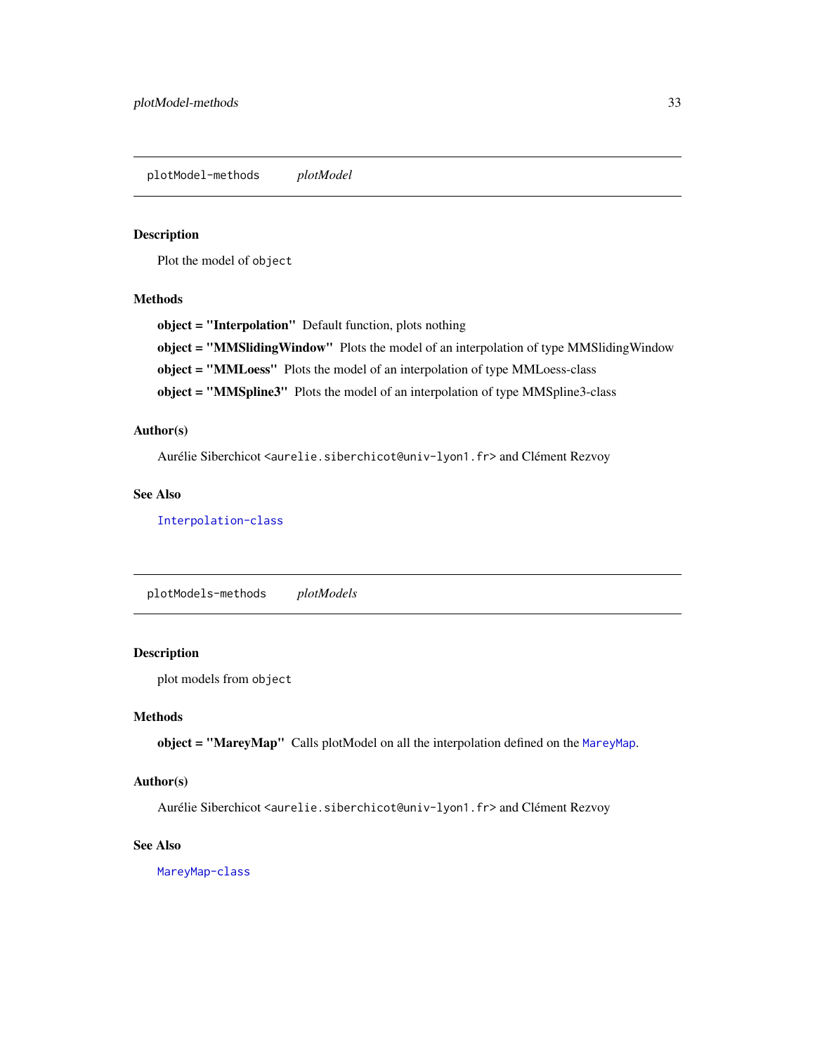## plotModel-methods *plotModel*

### Description

Plot the model of `object`

### Methods

**object = "Interpolation"** Default function, plots nothing

**object = "MMSlidingWindow"** Plots the model of an interpolation of type MMSlidingWindow

**object = "MMLoess"** Plots the model of an interpolation of type MMLoess-class

**object = "MMSpline3"** Plots the model of an interpolation of type MMSpline3-class

### Author(s)

Aurélie Siberchicot <`aurelie.siberchicot@univ-lyon1.fr`> and Clément Rezvoy

### See Also

`Interpolation-class`

## plotModels-methods *plotModels*

### Description

plot models from `object`

### Methods

**object = "MareyMap"** Calls plotModel on all the interpolation defined on the `MareyMap`.

### Author(s)

Aurélie Siberchicot <`aurelie.siberchicot@univ-lyon1.fr`> and Clément Rezvoy

### See Also

`MareyMap-class`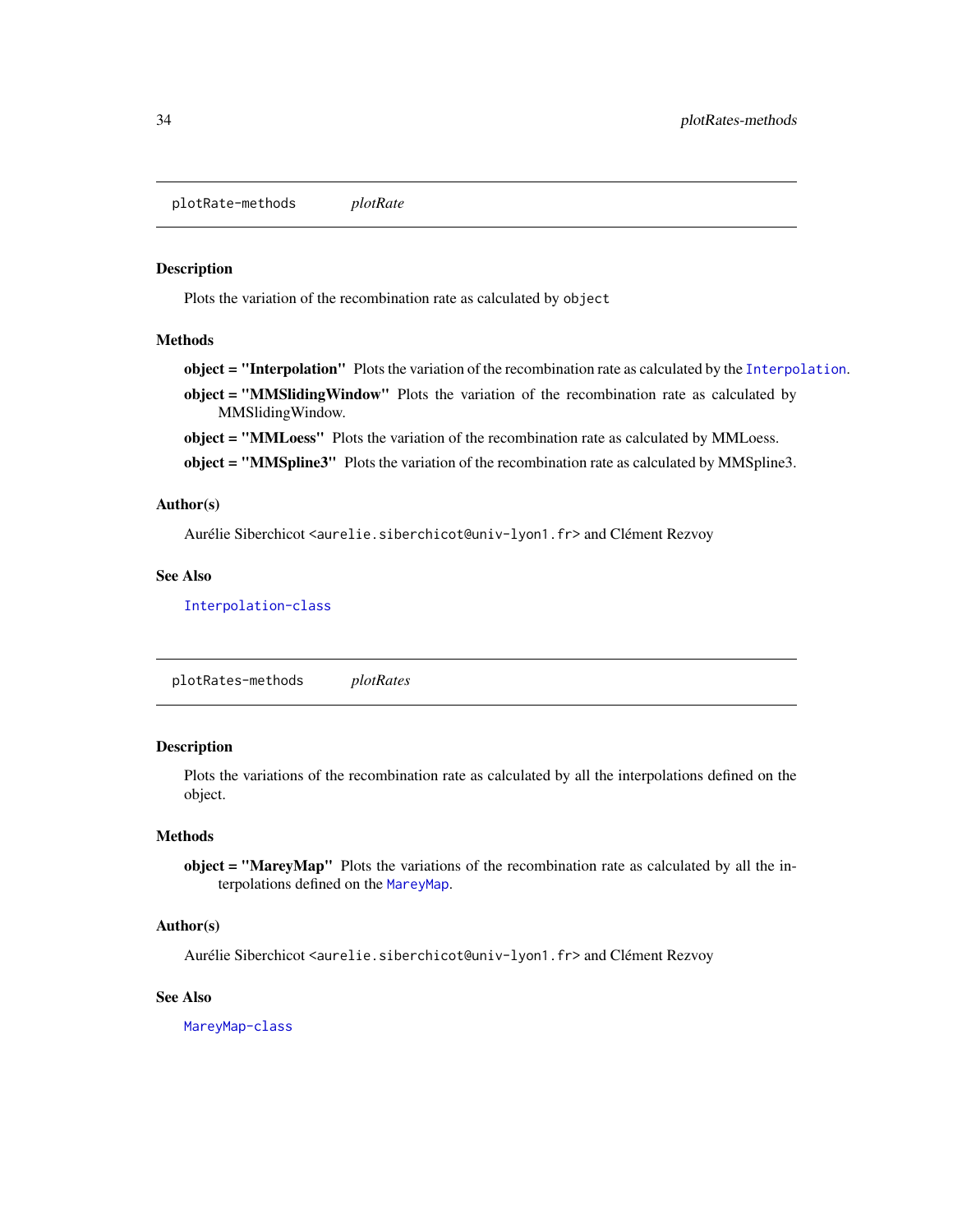## plotRate-methods *plotRate*

### Description

Plots the variation of the recombination rate as calculated by `object`

### Methods

**object = "Interpolation"** Plots the variation of the recombination rate as calculated by the `Interpolation`.

**object = "MMSlidingWindow"** Plots the variation of the recombination rate as calculated by MMSlidingWindow.

**object = "MMLoess"** Plots the variation of the recombination rate as calculated by MMLoess.

**object = "MMSpline3"** Plots the variation of the recombination rate as calculated by MMSpline3.

### Author(s)

Aurélie Siberchicot <`aurelie.siberchicot@univ-lyon1.fr`> and Clément Rezvoy

### See Also

`Interpolation-class`

## plotRates-methods *plotRates*

### Description

Plots the variations of the recombination rate as calculated by all the interpolations defined on the object.

### Methods

**object = "MareyMap"** Plots the variations of the recombination rate as calculated by all the interpolations defined on the `MareyMap`.

### Author(s)

Aurélie Siberchicot <`aurelie.siberchicot@univ-lyon1.fr`> and Clément Rezvoy

### See Also

`MareyMap-class`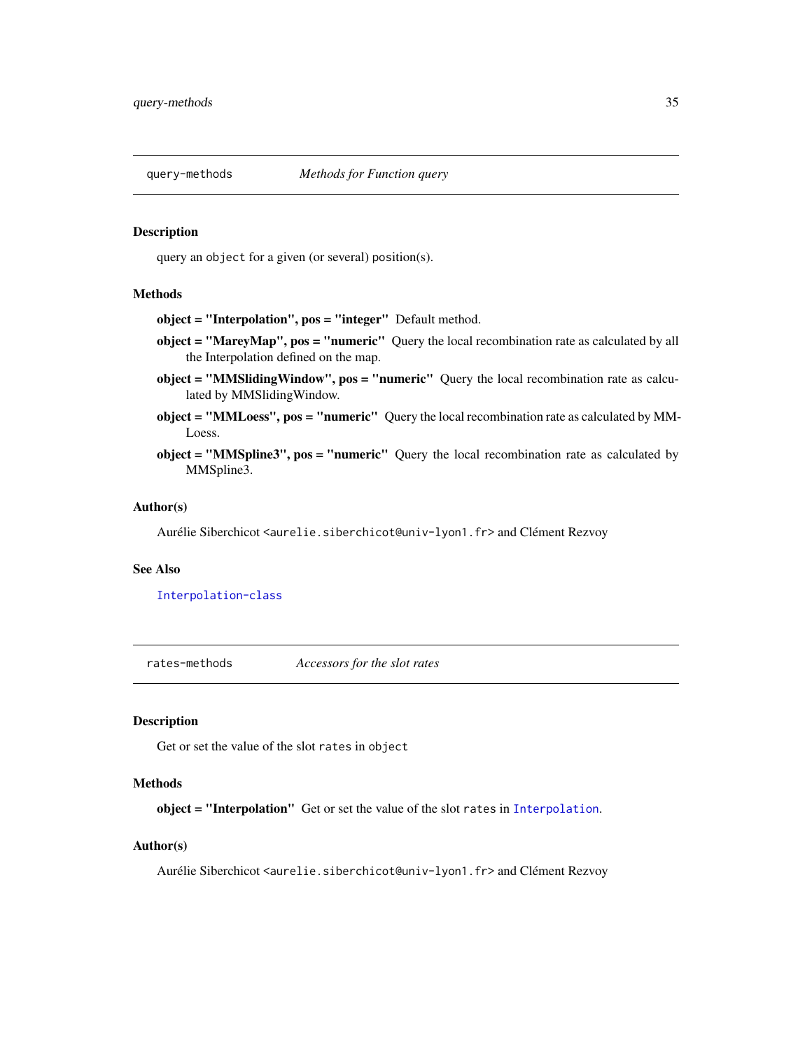## query-methods — *Methods for Function query*

### Description

query an `object` for a given (or several) `position`(s).

### Methods

**object = "Interpolation", pos = "integer"** Default method.

**object = "MareyMap", pos = "numeric"** Query the local recombination rate as calculated by all the Interpolation defined on the map.

**object = "MMSlidingWindow", pos = "numeric"** Query the local recombination rate as calculated by MMSlidingWindow.

**object = "MMLoess", pos = "numeric"** Query the local recombination rate as calculated by MMLoess.

**object = "MMSpline3", pos = "numeric"** Query the local recombination rate as calculated by MMSpline3.

### Author(s)

Aurélie Siberchicot <`aurelie.siberchicot@univ-lyon1.fr`> and Clément Rezvoy

### See Also

`Interpolation-class`

## rates-methods — *Accessors for the slot rates*

### Description

Get or set the value of the slot `rates` in `object`

### Methods

**object = "Interpolation"** Get or set the value of the slot `rates` in `Interpolation`.

### Author(s)

Aurélie Siberchicot <`aurelie.siberchicot@univ-lyon1.fr`> and Clément Rezvoy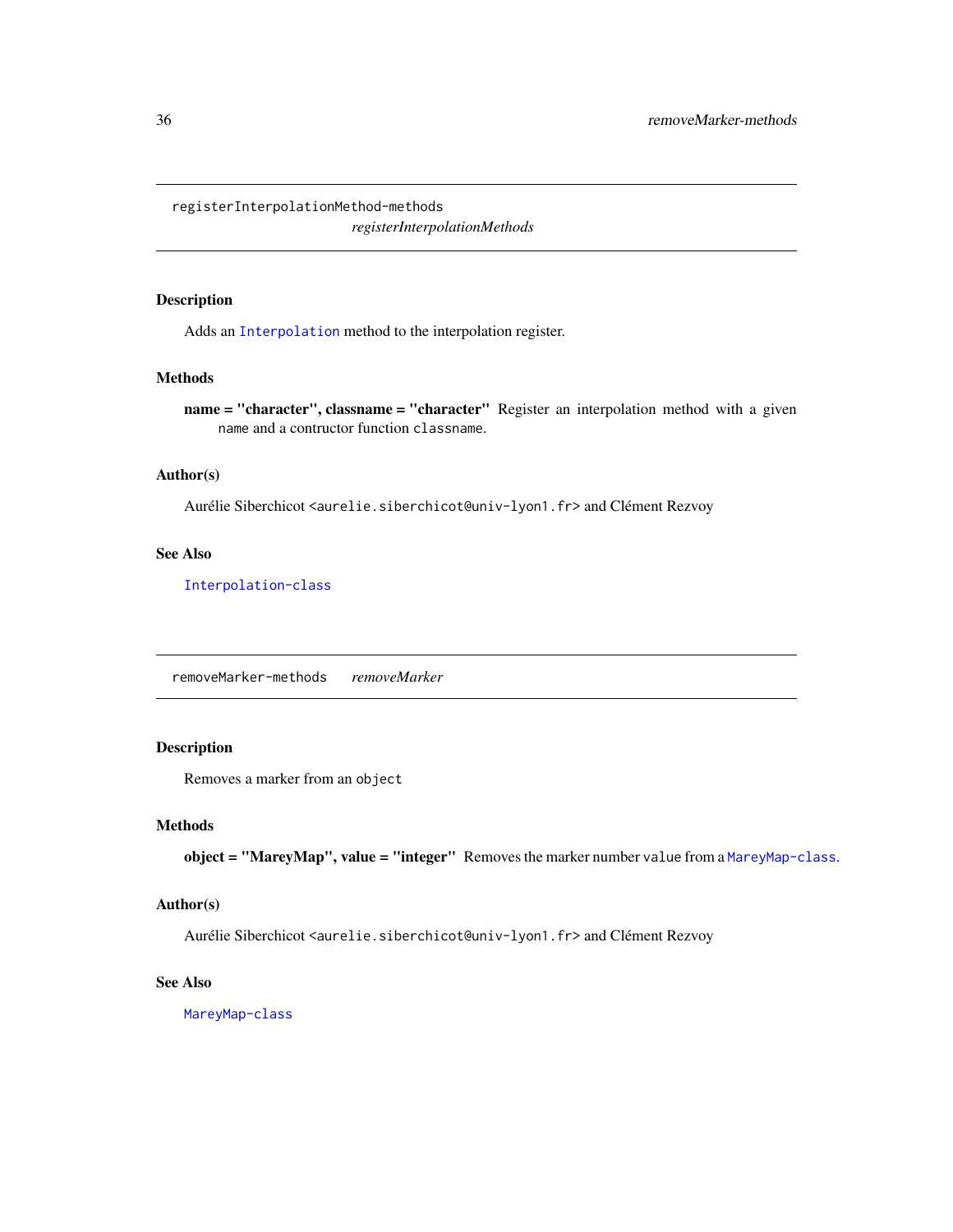## registerInterpolationMethod-methods — *registerInterpolationMethods*

### Description

Adds an `Interpolation` method to the interpolation register.

### Methods

**name = "character", classname = "character"** Register an interpolation method with a given `name` and a contructor function `classname`.

### Author(s)

Aurélie Siberchicot <aurelie.siberchicot@univ-lyon1.fr> and Clément Rezvoy

### See Also

`Interpolation-class`

## removeMarker-methods — *removeMarker*

### Description

Removes a marker from an `object`

### Methods

**object = "MareyMap", value = "integer"** Removes the marker number `value` from a `MareyMap-class`.

### Author(s)

Aurélie Siberchicot <aurelie.siberchicot@univ-lyon1.fr> and Clément Rezvoy

### See Also

`MareyMap-class`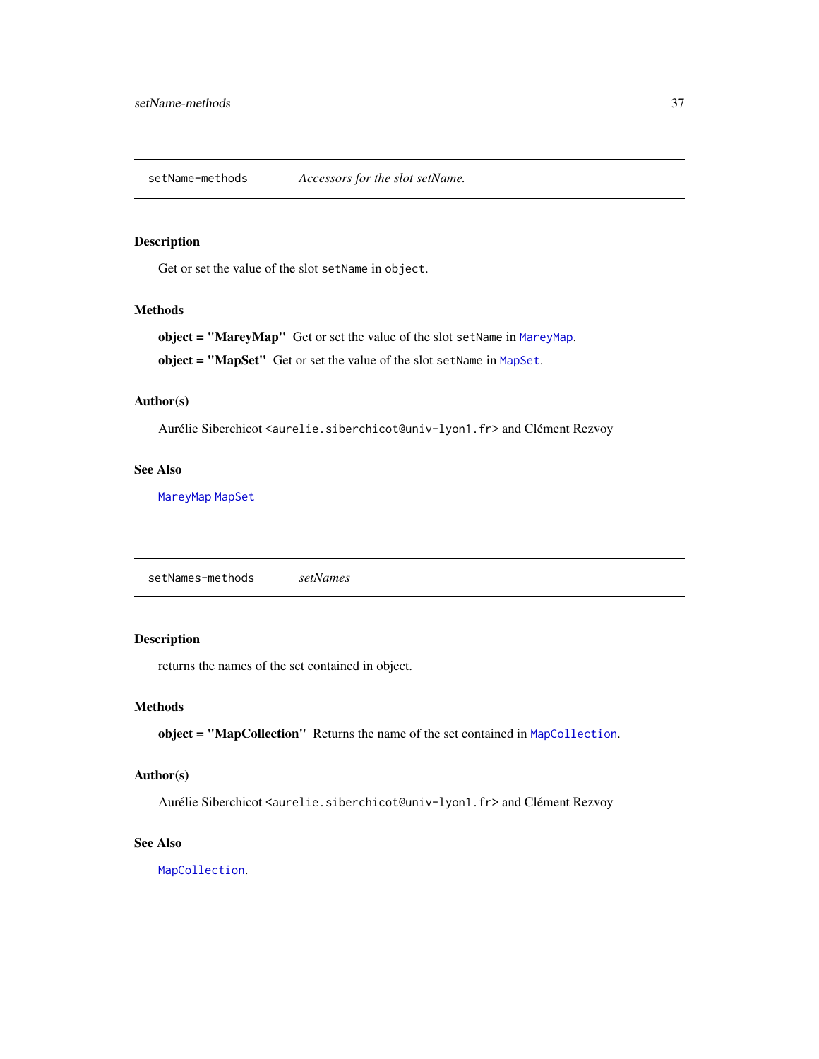## setName-methods *Accessors for the slot setName.*

### Description

Get or set the value of the slot `setName` in `object`.

### Methods

**object = "MareyMap"** Get or set the value of the slot `setName` in `MareyMap`.

**object = "MapSet"** Get or set the value of the slot `setName` in `MapSet`.

### Author(s)

Aurélie Siberchicot <aurelie.siberchicot@univ-lyon1.fr> and Clément Rezvoy

### See Also

`MareyMap` `MapSet`

## setNames-methods *setNames*

### Description

returns the names of the set contained in object.

### Methods

**object = "MapCollection"** Returns the name of the set contained in `MapCollection`.

### Author(s)

Aurélie Siberchicot <aurelie.siberchicot@univ-lyon1.fr> and Clément Rezvoy

### See Also

`MapCollection`.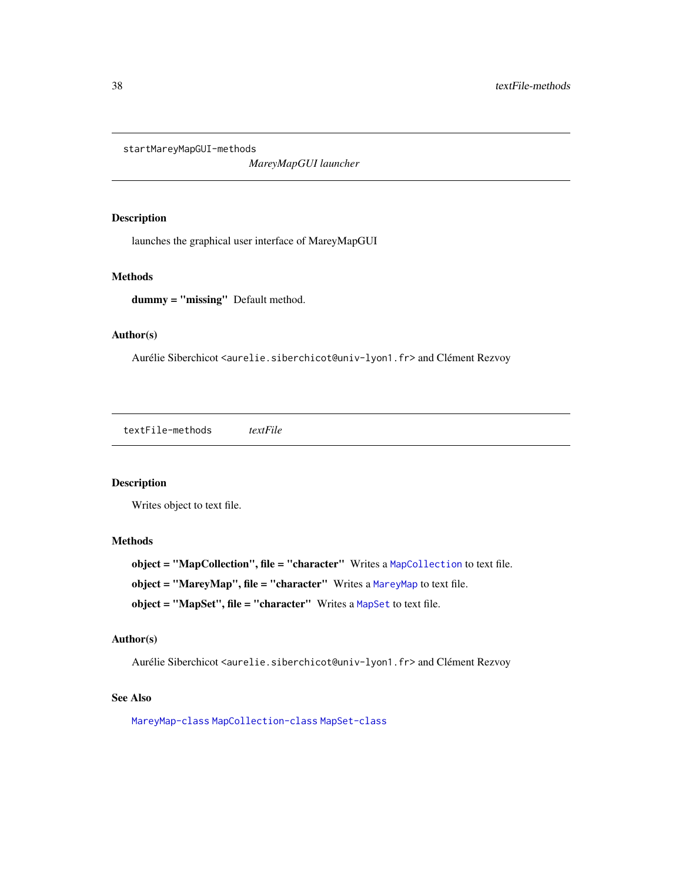## startMareyMapGUI-methods *MareyMapGUI launcher*

### Description

launches the graphical user interface of MareyMapGUI

### Methods

**dummy = "missing"** Default method.

### Author(s)

Aurélie Siberchicot <aurelie.siberchicot@univ-lyon1.fr> and Clément Rezvoy

## textFile-methods *textFile*

### Description

Writes object to text file.

### Methods

**object = "MapCollection", file = "character"** Writes a `MapCollection` to text file.

**object = "MareyMap", file = "character"** Writes a `MareyMap` to text file.

**object = "MapSet", file = "character"** Writes a `MapSet` to text file.

### Author(s)

Aurélie Siberchicot <aurelie.siberchicot@univ-lyon1.fr> and Clément Rezvoy

### See Also

`MareyMap-class` `MapCollection-class` `MapSet-class`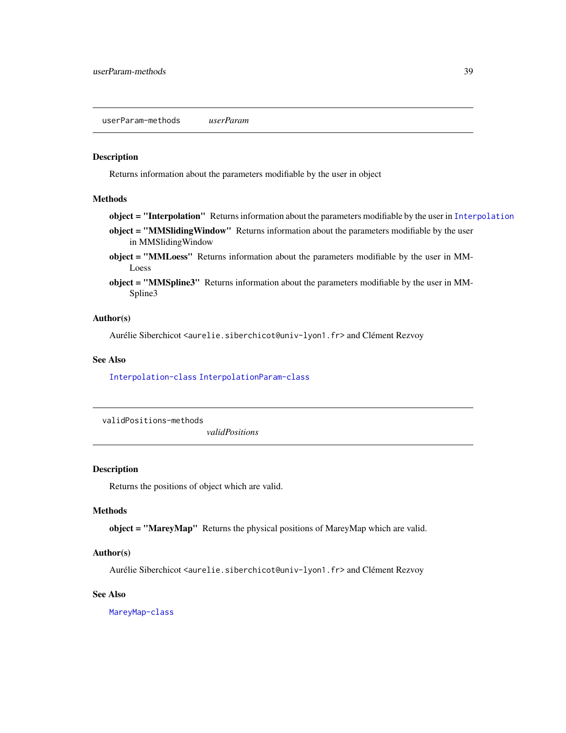## userParam-methods *userParam*

### Description

Returns information about the parameters modifiable by the user in object

### Methods

**object = "Interpolation"** Returns information about the parameters modifiable by the user in Interpolation

**object = "MMSlidingWindow"** Returns information about the parameters modifiable by the user in MMSlidingWindow

**object = "MMLoess"** Returns information about the parameters modifiable by the user in MMLoess

**object = "MMSpline3"** Returns information about the parameters modifiable by the user in MMSpline3

### Author(s)

Aurélie Siberchicot <aurelie.siberchicot@univ-lyon1.fr> and Clément Rezvoy

### See Also

Interpolation-class InterpolationParam-class

## validPositions-methods *validPositions*

### Description

Returns the positions of object which are valid.

### Methods

**object = "MareyMap"** Returns the physical positions of MareyMap which are valid.

### Author(s)

Aurélie Siberchicot <aurelie.siberchicot@univ-lyon1.fr> and Clément Rezvoy

### See Also

MareyMap-class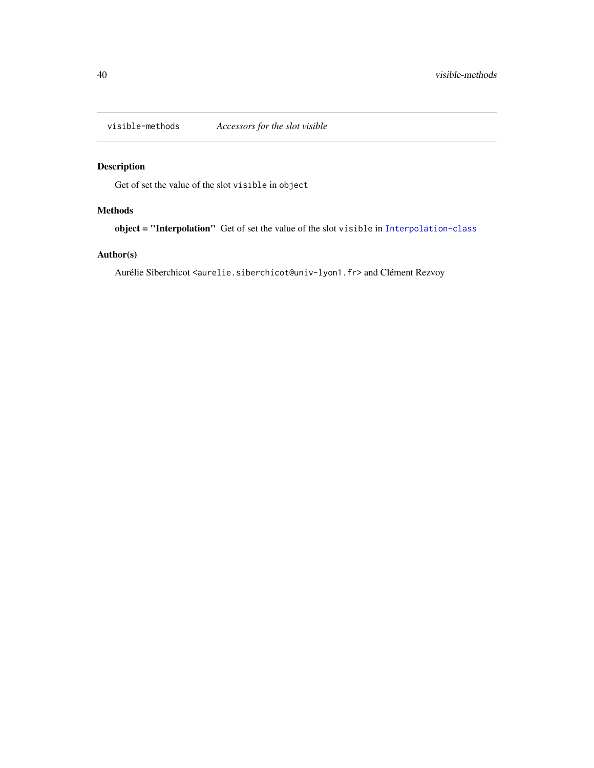`visible-methods` *Accessors for the slot visible*

## Description

Get of set the value of the slot `visible` in `object`

## Methods

**object = "Interpolation"** Get of set the value of the slot `visible` in `Interpolation-class`

## Author(s)

Aurélie Siberchicot <`aurelie.siberchicot@univ-lyon1.fr`> and Clément Rezvoy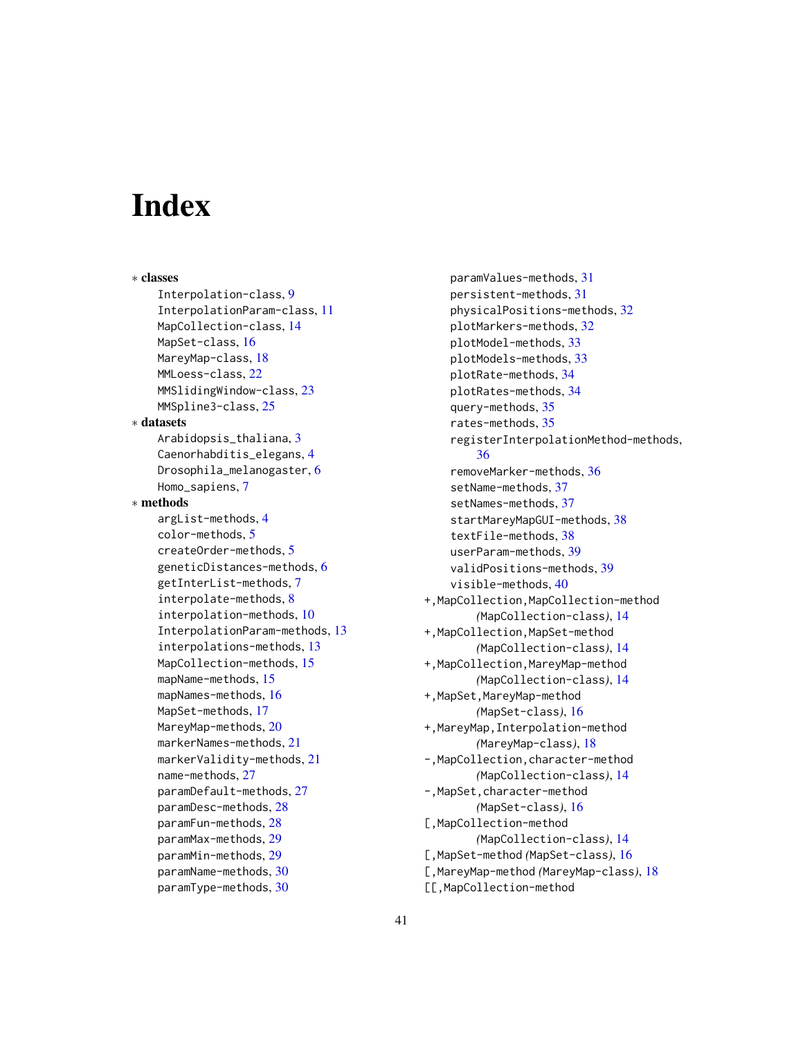# Index

∗ **classes**
- Interpolation-class, 9
- InterpolationParam-class, 11
- MapCollection-class, 14
- MapSet-class, 16
- MareyMap-class, 18
- MMLoess-class, 22
- MMSlidingWindow-class, 23
- MMSpline3-class, 25

∗ **datasets**
- Arabidopsis_thaliana, 3
- Caenorhabditis_elegans, 4
- Drosophila_melanogaster, 6
- Homo_sapiens, 7

∗ **methods**
- argList-methods, 4
- color-methods, 5
- createOrder-methods, 5
- geneticDistances-methods, 6
- getInterList-methods, 7
- interpolate-methods, 8
- interpolation-methods, 10
- InterpolationParam-methods, 13
- interpolations-methods, 13
- MapCollection-methods, 15
- mapName-methods, 15
- mapNames-methods, 16
- MapSet-methods, 17
- MareyMap-methods, 20
- markerNames-methods, 21
- markerValidity-methods, 21
- name-methods, 27
- paramDefault-methods, 27
- paramDesc-methods, 28
- paramFun-methods, 28
- paramMax-methods, 29
- paramMin-methods, 29
- paramName-methods, 30
- paramType-methods, 30
- paramValues-methods, 31
- persistent-methods, 31
- physicalPositions-methods, 32
- plotMarkers-methods, 32
- plotModel-methods, 33
- plotModels-methods, 33
- plotRate-methods, 34
- plotRates-methods, 34
- query-methods, 35
- rates-methods, 35
- registerInterpolationMethod-methods, 36
- removeMarker-methods, 36
- setName-methods, 37
- setNames-methods, 37
- startMareyMapGUI-methods, 38
- textFile-methods, 38
- userParam-methods, 39
- validPositions-methods, 39
- visible-methods, 40

+,MapCollection,MapCollection-method *(MapCollection-class)*, 14
+,MapCollection,MapSet-method *(MapCollection-class)*, 14
+,MapCollection,MareyMap-method *(MapCollection-class)*, 14
+,MapSet,MareyMap-method *(MapSet-class)*, 16
+,MareyMap,Interpolation-method *(MareyMap-class)*, 18
-,MapCollection,character-method *(MapCollection-class)*, 14
-,MapSet,character-method *(MapSet-class)*, 16
[,MapCollection-method *(MapCollection-class)*, 14
[,MapSet-method *(MapSet-class)*, 16
[,MareyMap-method *(MareyMap-class)*, 18
[[,MapCollection-method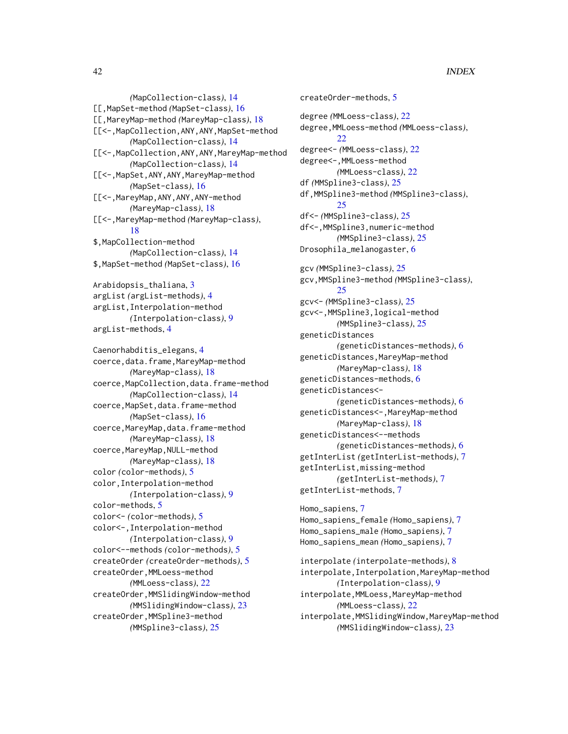(MapCollection-class), 14
[[,MapSet-method (MapSet-class), 16
[[,MareyMap-method (MareyMap-class), 18
[[<-,MapCollection,ANY,ANY,MapSet-method (MapCollection-class), 14
[[<-,MapCollection,ANY,ANY,MareyMap-method (MapCollection-class), 14
[[<-,MapSet,ANY,ANY,MareyMap-method (MapSet-class), 16
[[<-,MareyMap,ANY,ANY,ANY-method (MareyMap-class), 18
[[<-,MareyMap-method (MareyMap-class), 18
$,MapCollection-method (MapCollection-class), 14
$,MapSet-method (MapSet-class), 16

Arabidopsis_thaliana, 3
argList (argList-methods), 4
argList,Interpolation-method (Interpolation-class), 9
argList-methods, 4

Caenorhabditis_elegans, 4
coerce,data.frame,MareyMap-method (MareyMap-class), 18
coerce,MapCollection,data.frame-method (MapCollection-class), 14
coerce,MapSet,data.frame-method (MapSet-class), 16
coerce,MareyMap,data.frame-method (MareyMap-class), 18
coerce,MareyMap,NULL-method (MareyMap-class), 18
color (color-methods), 5
color,Interpolation-method (Interpolation-class), 9
color-methods, 5
color<- (color-methods), 5
color<-,Interpolation-method (Interpolation-class), 9
color<--methods (color-methods), 5
createOrder (createOrder-methods), 5
createOrder,MMLoess-method (MMLoess-class), 22
createOrder,MMSlidingWindow-method (MMSlidingWindow-class), 23
createOrder,MMSpline3-method (MMSpline3-class), 25
createOrder-methods, 5

degree (MMLoess-class), 22
degree,MMLoess-method (MMLoess-class), 22
degree<- (MMLoess-class), 22
degree<-,MMLoess-method (MMLoess-class), 22
df (MMSpline3-class), 25
df,MMSpline3-method (MMSpline3-class), 25
df<- (MMSpline3-class), 25
df<-,MMSpline3,numeric-method (MMSpline3-class), 25
Drosophila_melanogaster, 6

gcv (MMSpline3-class), 25
gcv,MMSpline3-method (MMSpline3-class), 25
gcv<- (MMSpline3-class), 25
gcv<-,MMSpline3,logical-method (MMSpline3-class), 25
geneticDistances (geneticDistances-methods), 6
geneticDistances,MareyMap-method (MareyMap-class), 18
geneticDistances-methods, 6
geneticDistances<- (geneticDistances-methods), 6
geneticDistances<-,MareyMap-method (MareyMap-class), 18
geneticDistances<--methods (geneticDistances-methods), 6
getInterList (getInterList-methods), 7
getInterList,missing-method (getInterList-methods), 7
getInterList-methods, 7

Homo_sapiens, 7
Homo_sapiens_female (Homo_sapiens), 7
Homo_sapiens_male (Homo_sapiens), 7
Homo_sapiens_mean (Homo_sapiens), 7

interpolate (interpolate-methods), 8
interpolate,Interpolation,MareyMap-method (Interpolation-class), 9
interpolate,MMLoess,MareyMap-method (MMLoess-class), 22
interpolate,MMSlidingWindow,MareyMap-method (MMSlidingWindow-class), 23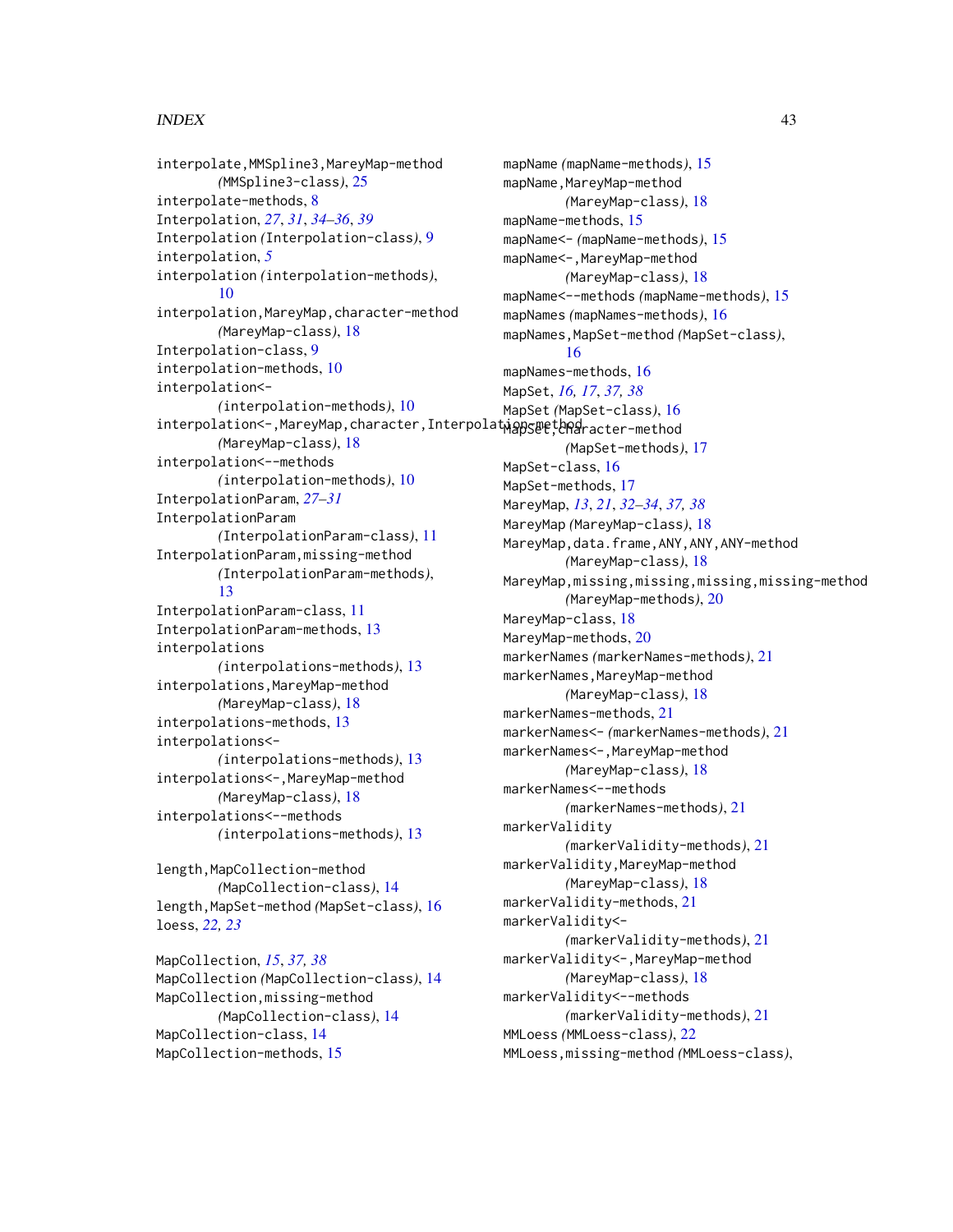interpolate,MMSpline3,MareyMap-method
 *(MMSpline3-class)*, 25
interpolate-methods, 8
Interpolation, *27*, *31*, *34–36*, *39*
Interpolation *(Interpolation-class)*, 9
interpolation, *5*
interpolation *(interpolation-methods)*, 10
interpolation,MareyMap,character-method
 *(MareyMap-class)*, 18
Interpolation-class, 9
interpolation-methods, 10
interpolation<-
 *(interpolation-methods)*, 10
interpolation<-,MareyMap,character,Interpolation-method
 *(MareyMap-class)*, 18
interpolation<--methods
 *(interpolation-methods)*, 10
InterpolationParam, *27–31*
InterpolationParam
 *(InterpolationParam-class)*, 11
InterpolationParam,missing-method
 *(InterpolationParam-methods)*, 13
InterpolationParam-class, 11
InterpolationParam-methods, 13
interpolations
 *(interpolations-methods)*, 13
interpolations,MareyMap-method
 *(MareyMap-class)*, 18
interpolations-methods, 13
interpolations<-
 *(interpolations-methods)*, 13
interpolations<-,MareyMap-method
 *(MareyMap-class)*, 18
interpolations<--methods
 *(interpolations-methods)*, 13

length,MapCollection-method
 *(MapCollection-class)*, 14
length,MapSet-method *(MapSet-class)*, 16
loess, *22, 23*

MapCollection, *15*, *37, 38*
MapCollection *(MapCollection-class)*, 14
MapCollection,missing-method
 *(MapCollection-class)*, 14
MapCollection-class, 14
MapCollection-methods, 15
mapName *(mapName-methods)*, 15
mapName,MareyMap-method
 *(MareyMap-class)*, 18
mapName-methods, 15
mapName<- *(mapName-methods)*, 15
mapName<-,MareyMap-method
 *(MareyMap-class)*, 18
mapName<--methods *(mapName-methods)*, 15
mapNames *(mapNames-methods)*, 16
mapNames,MapSet-method *(MapSet-class)*, 16
mapNames-methods, 16
MapSet, *16, 17*, *37, 38*
MapSet *(MapSet-class)*, 16
MapSet,character-method
 *(MapSet-methods)*, 17
MapSet-class, 16
MapSet-methods, 17
MareyMap, *13*, *21*, *32–34*, *37, 38*
MareyMap *(MareyMap-class)*, 18
MareyMap,data.frame,ANY,ANY,ANY-method
 *(MareyMap-class)*, 18
MareyMap,missing,missing,missing,missing-method
 *(MareyMap-methods)*, 20
MareyMap-class, 18
MareyMap-methods, 20
markerNames *(markerNames-methods)*, 21
markerNames,MareyMap-method
 *(MareyMap-class)*, 18
markerNames-methods, 21
markerNames<- *(markerNames-methods)*, 21
markerNames<-,MareyMap-method
 *(MareyMap-class)*, 18
markerNames<--methods
 *(markerNames-methods)*, 21
markerValidity
 *(markerValidity-methods)*, 21
markerValidity,MareyMap-method
 *(MareyMap-class)*, 18
markerValidity-methods, 21
markerValidity<-
 *(markerValidity-methods)*, 21
markerValidity<-,MareyMap-method
 *(MareyMap-class)*, 18
markerValidity<--methods
 *(markerValidity-methods)*, 21
MMLoess *(MMLoess-class)*, 22
MMLoess,missing-method *(MMLoess-class)*,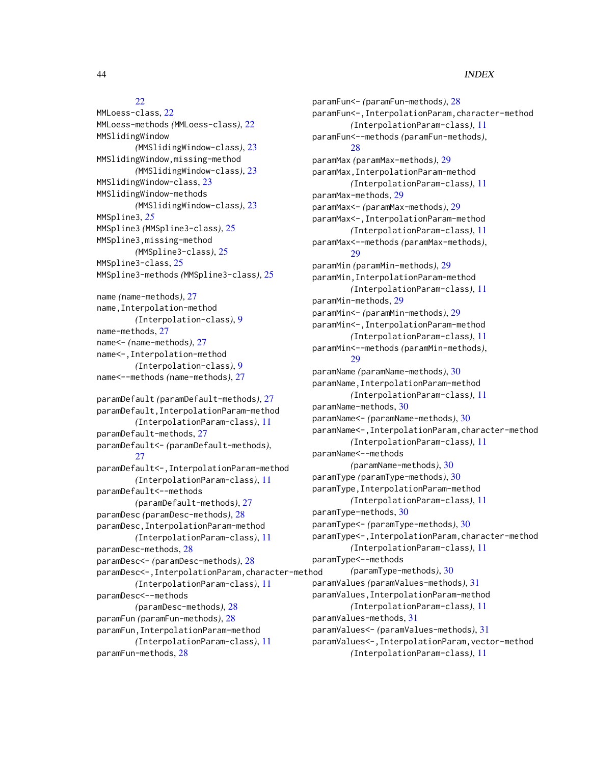22
MMLoess-class, 22
MMLoess-methods *(MMLoess-class)*, 22
MMSlidingWindow
    *(MMSlidingWindow-class)*, 23
MMSlidingWindow,missing-method
    *(MMSlidingWindow-class)*, 23
MMSlidingWindow-class, 23
MMSlidingWindow-methods
    *(MMSlidingWindow-class)*, 23
MMSpline3, *25*
MMSpline3 *(MMSpline3-class)*, 25
MMSpline3,missing-method
    *(MMSpline3-class)*, 25
MMSpline3-class, 25
MMSpline3-methods *(MMSpline3-class)*, 25

name *(name-methods)*, 27
name,Interpolation-method
    *(Interpolation-class)*, 9
name-methods, 27
name<- *(name-methods)*, 27
name<-,Interpolation-method
    *(Interpolation-class)*, 9
name<--methods *(name-methods)*, 27

paramDefault *(paramDefault-methods)*, 27
paramDefault,InterpolationParam-method
    *(InterpolationParam-class)*, 11
paramDefault-methods, 27
paramDefault<- *(paramDefault-methods)*,
    27
paramDefault<-,InterpolationParam-method
    *(InterpolationParam-class)*, 11
paramDefault<--methods
    *(paramDefault-methods)*, 27
paramDesc *(paramDesc-methods)*, 28
paramDesc,InterpolationParam-method
    *(InterpolationParam-class)*, 11
paramDesc-methods, 28
paramDesc<- *(paramDesc-methods)*, 28
paramDesc<-,InterpolationParam,character-method
    *(InterpolationParam-class)*, 11
paramDesc<--methods
    *(paramDesc-methods)*, 28
paramFun *(paramFun-methods)*, 28
paramFun,InterpolationParam-method
    *(InterpolationParam-class)*, 11
paramFun-methods, 28
paramFun<- *(paramFun-methods)*, 28
paramFun<-,InterpolationParam,character-method
    *(InterpolationParam-class)*, 11
paramFun<--methods *(paramFun-methods)*,
    28
paramMax *(paramMax-methods)*, 29
paramMax,InterpolationParam-method
    *(InterpolationParam-class)*, 11
paramMax-methods, 29
paramMax<- *(paramMax-methods)*, 29
paramMax<-,InterpolationParam-method
    *(InterpolationParam-class)*, 11
paramMax<--methods *(paramMax-methods)*,
    29
paramMin *(paramMin-methods)*, 29
paramMin,InterpolationParam-method
    *(InterpolationParam-class)*, 11
paramMin-methods, 29
paramMin<- *(paramMin-methods)*, 29
paramMin<-,InterpolationParam-method
    *(InterpolationParam-class)*, 11
paramMin<--methods *(paramMin-methods)*,
    29
paramName *(paramName-methods)*, 30
paramName,InterpolationParam-method
    *(InterpolationParam-class)*, 11
paramName-methods, 30
paramName<- *(paramName-methods)*, 30
paramName<-,InterpolationParam,character-method
    *(InterpolationParam-class)*, 11
paramName<--methods
    *(paramName-methods)*, 30
paramType *(paramType-methods)*, 30
paramType,InterpolationParam-method
    *(InterpolationParam-class)*, 11
paramType-methods, 30
paramType<- *(paramType-methods)*, 30
paramType<-,InterpolationParam,character-method
    *(InterpolationParam-class)*, 11
paramType<--methods
    *(paramType-methods)*, 30
paramValues *(paramValues-methods)*, 31
paramValues,InterpolationParam-method
    *(InterpolationParam-class)*, 11
paramValues-methods, 31
paramValues<- *(paramValues-methods)*, 31
paramValues<-,InterpolationParam,vector-method
    *(InterpolationParam-class)*, 11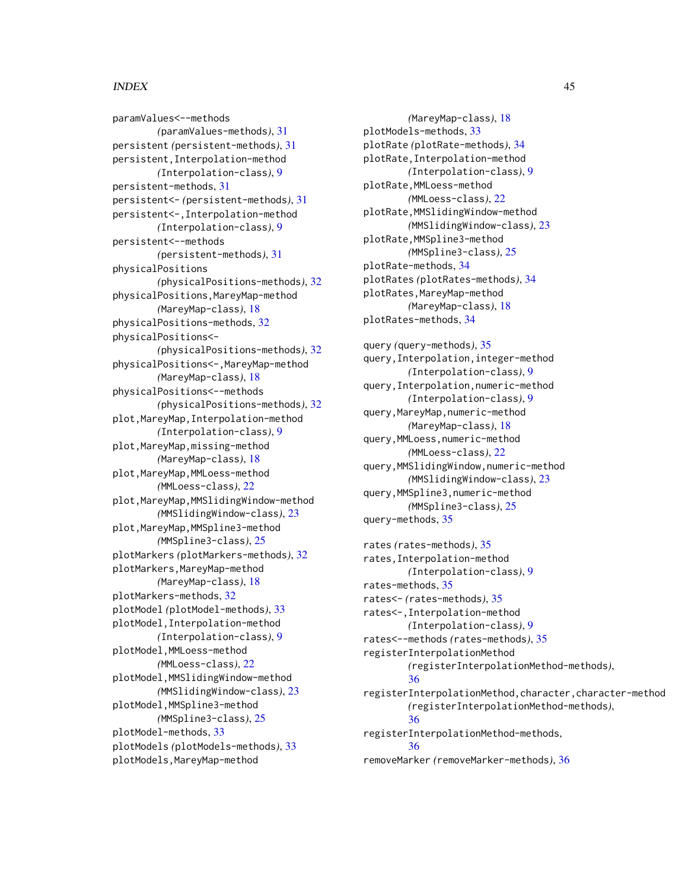paramValues<--methods
  *(*paramValues-methods*)*, 31
persistent *(*persistent-methods*)*, 31
persistent,Interpolation-method
  *(*Interpolation-class*)*, 9
persistent-methods, 31
persistent<- *(*persistent-methods*)*, 31
persistent<-,Interpolation-method
  *(*Interpolation-class*)*, 9
persistent<--methods
  *(*persistent-methods*)*, 31
physicalPositions
  *(*physicalPositions-methods*)*, 32
physicalPositions,MareyMap-method
  *(*MareyMap-class*)*, 18
physicalPositions-methods, 32
physicalPositions<-
  *(*physicalPositions-methods*)*, 32
physicalPositions<-,MareyMap-method
  *(*MareyMap-class*)*, 18
physicalPositions<--methods
  *(*physicalPositions-methods*)*, 32
plot,MareyMap,Interpolation-method
  *(*Interpolation-class*)*, 9
plot,MareyMap,missing-method
  *(*MareyMap-class*)*, 18
plot,MareyMap,MMLoess-method
  *(*MMLoess-class*)*, 22
plot,MareyMap,MMSlidingWindow-method
  *(*MMSlidingWindow-class*)*, 23
plot,MareyMap,MMSpline3-method
  *(*MMSpline3-class*)*, 25
plotMarkers *(*plotMarkers-methods*)*, 32
plotMarkers,MareyMap-method
  *(*MareyMap-class*)*, 18
plotMarkers-methods, 32
plotModel *(*plotModel-methods*)*, 33
plotModel,Interpolation-method
  *(*Interpolation-class*)*, 9
plotModel,MMLoess-method
  *(*MMLoess-class*)*, 22
plotModel,MMSlidingWindow-method
  *(*MMSlidingWindow-class*)*, 23
plotModel,MMSpline3-method
  *(*MMSpline3-class*)*, 25
plotModel-methods, 33
plotModels *(*plotModels-methods*)*, 33
plotModels,MareyMap-method
  *(*MareyMap-class*)*, 18
plotModels-methods, 33
plotRate *(*plotRate-methods*)*, 34
plotRate,Interpolation-method
  *(*Interpolation-class*)*, 9
plotRate,MMLoess-method
  *(*MMLoess-class*)*, 22
plotRate,MMSlidingWindow-method
  *(*MMSlidingWindow-class*)*, 23
plotRate,MMSpline3-method
  *(*MMSpline3-class*)*, 25
plotRate-methods, 34
plotRates *(*plotRates-methods*)*, 34
plotRates,MareyMap-method
  *(*MareyMap-class*)*, 18
plotRates-methods, 34

query *(*query-methods*)*, 35
query,Interpolation,integer-method
  *(*Interpolation-class*)*, 9
query,Interpolation,numeric-method
  *(*Interpolation-class*)*, 9
query,MareyMap,numeric-method
  *(*MareyMap-class*)*, 18
query,MMLoess,numeric-method
  *(*MMLoess-class*)*, 22
query,MMSlidingWindow,numeric-method
  *(*MMSlidingWindow-class*)*, 23
query,MMSpline3,numeric-method
  *(*MMSpline3-class*)*, 25
query-methods, 35

rates *(*rates-methods*)*, 35
rates,Interpolation-method
  *(*Interpolation-class*)*, 9
rates-methods, 35
rates<- *(*rates-methods*)*, 35
rates<-,Interpolation-method
  *(*Interpolation-class*)*, 9
rates<--methods *(*rates-methods*)*, 35
registerInterpolationMethod
  *(*registerInterpolationMethod-methods*)*,
  36
registerInterpolationMethod,character,character-method
  *(*registerInterpolationMethod-methods*)*,
  36
registerInterpolationMethod-methods,
  36
removeMarker *(*removeMarker-methods*)*, 36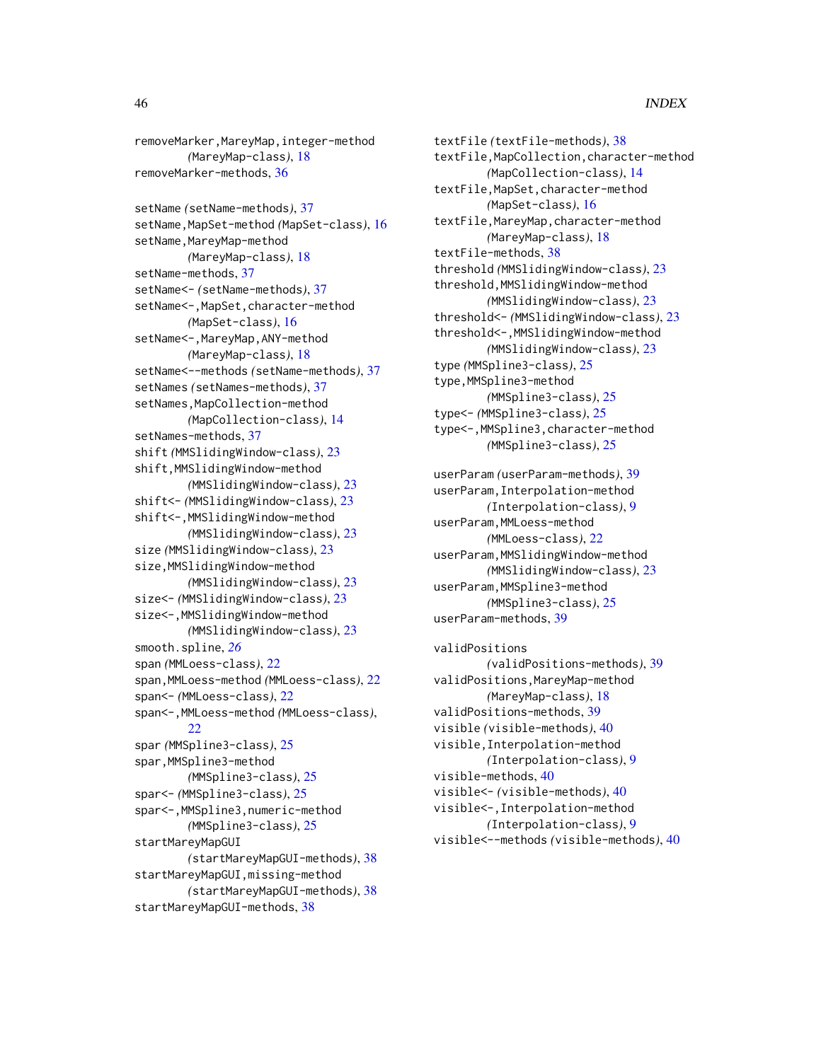removeMarker,MareyMap,integer-method
*(MareyMap-class)*, 18
removeMarker-methods, 36

setName *(setName-methods)*, 37
setName,MapSet-method *(MapSet-class)*, 16
setName,MareyMap-method
*(MareyMap-class)*, 18
setName-methods, 37
setName<- *(setName-methods)*, 37
setName<-,MapSet,character-method
*(MapSet-class)*, 16
setName<-,MareyMap,ANY-method
*(MareyMap-class)*, 18
setName<--methods *(setName-methods)*, 37
setNames *(setNames-methods)*, 37
setNames,MapCollection-method
*(MapCollection-class)*, 14
setNames-methods, 37
shift *(MMSlidingWindow-class)*, 23
shift,MMSlidingWindow-method
*(MMSlidingWindow-class)*, 23
shift<- *(MMSlidingWindow-class)*, 23
shift<-,MMSlidingWindow-method
*(MMSlidingWindow-class)*, 23
size *(MMSlidingWindow-class)*, 23
size,MMSlidingWindow-method
*(MMSlidingWindow-class)*, 23
size<- *(MMSlidingWindow-class)*, 23
size<-,MMSlidingWindow-method
*(MMSlidingWindow-class)*, 23
smooth.spline, *26*
span *(MMLoess-class)*, 22
span,MMLoess-method *(MMLoess-class)*, 22
span<- *(MMLoess-class)*, 22
span<-,MMLoess-method *(MMLoess-class)*, 22
spar *(MMSpline3-class)*, 25
spar,MMSpline3-method
*(MMSpline3-class)*, 25
spar<- *(MMSpline3-class)*, 25
spar<-,MMSpline3,numeric-method
*(MMSpline3-class)*, 25
startMareyMapGUI
*(startMareyMapGUI-methods)*, 38
startMareyMapGUI,missing-method
*(startMareyMapGUI-methods)*, 38
startMareyMapGUI-methods, 38

textFile *(textFile-methods)*, 38
textFile,MapCollection,character-method
*(MapCollection-class)*, 14
textFile,MapSet,character-method
*(MapSet-class)*, 16
textFile,MareyMap,character-method
*(MareyMap-class)*, 18
textFile-methods, 38
threshold *(MMSlidingWindow-class)*, 23
threshold,MMSlidingWindow-method
*(MMSlidingWindow-class)*, 23
threshold<- *(MMSlidingWindow-class)*, 23
threshold<-,MMSlidingWindow-method
*(MMSlidingWindow-class)*, 23
type *(MMSpline3-class)*, 25
type,MMSpline3-method
*(MMSpline3-class)*, 25
type<- *(MMSpline3-class)*, 25
type<-,MMSpline3,character-method
*(MMSpline3-class)*, 25

userParam *(userParam-methods)*, 39
userParam,Interpolation-method
*(Interpolation-class)*, 9
userParam,MMLoess-method
*(MMLoess-class)*, 22
userParam,MMSlidingWindow-method
*(MMSlidingWindow-class)*, 23
userParam,MMSpline3-method
*(MMSpline3-class)*, 25
userParam-methods, 39

validPositions
*(validPositions-methods)*, 39
validPositions,MareyMap-method
*(MareyMap-class)*, 18
validPositions-methods, 39
visible *(visible-methods)*, 40
visible,Interpolation-method
*(Interpolation-class)*, 9
visible-methods, 40
visible<- *(visible-methods)*, 40
visible<-,Interpolation-method
*(Interpolation-class)*, 9
visible<--methods *(visible-methods)*, 40